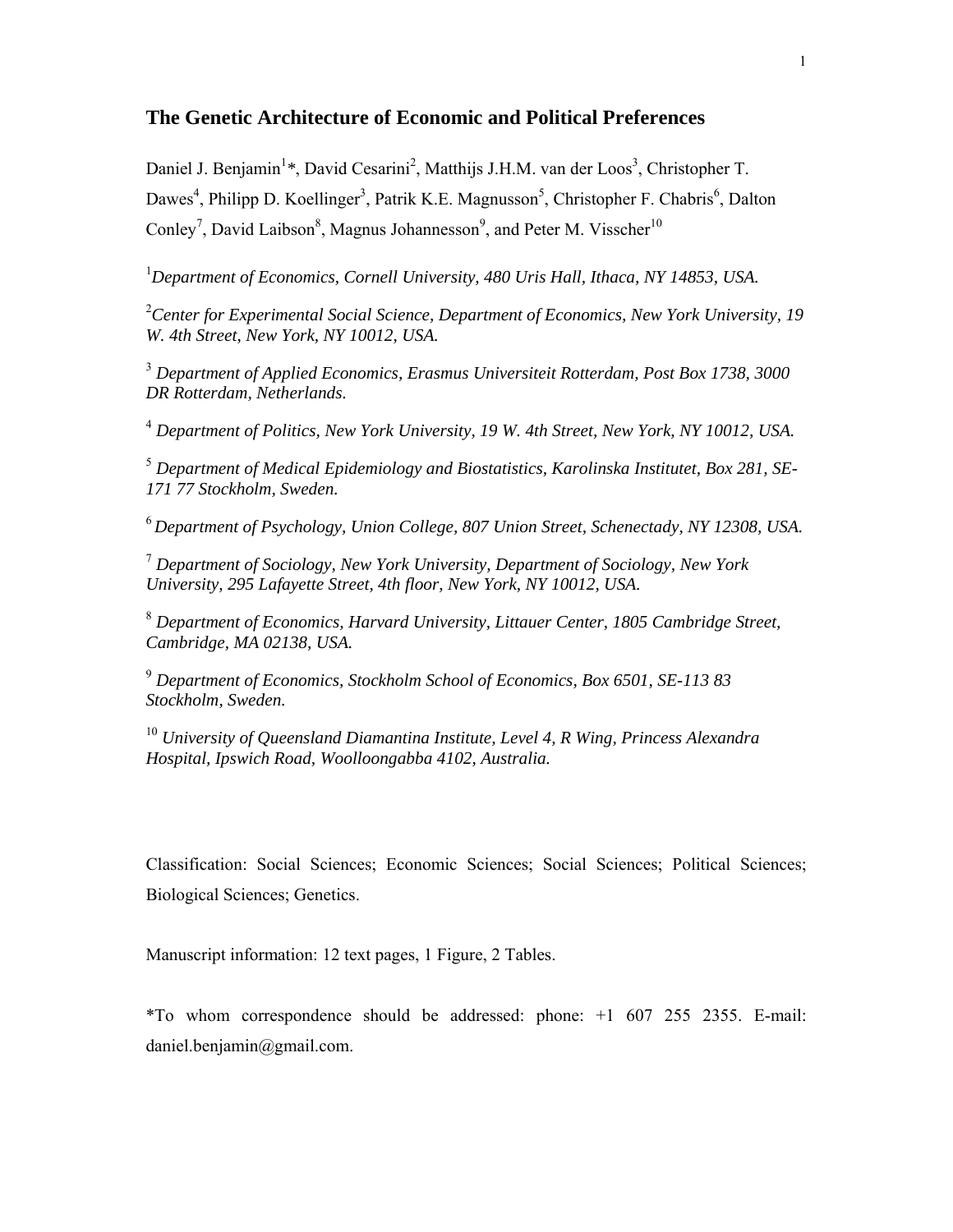# The Genetic Architecture of Economic and Political Preferences

Daniel J. Benjamin[1]*, David Cesarini[2], Matthijs J.H.M. van der Loos[3], Christopher T. Dawes[4], Philipp D. Koellinger[3], Patrik K.E. Magnusson[5], Christopher F. Chabris[6], Dalton Conley[7], David Laibson[8], Magnus Johannesson[9], and Peter M. Visscher[10]

[1]*Department of Economics, Cornell University, 480 Uris Hall, Ithaca, NY 14853, USA.*

[2]*Center for Experimental Social Science, Department of Economics, New York University, 19 W. 4th Street, New York, NY 10012, USA.*

[3] *Department of Applied Economics, Erasmus Universiteit Rotterdam, Post Box 1738, 3000 DR Rotterdam, Netherlands.*

[4] *Department of Politics, New York University, 19 W. 4th Street, New York, NY 10012, USA.*

[5] *Department of Medical Epidemiology and Biostatistics, Karolinska Institutet, Box 281, SE-171 77 Stockholm, Sweden.*

[6] *Department of Psychology, Union College, 807 Union Street, Schenectady, NY 12308, USA.*

[7] *Department of Sociology, New York University, Department of Sociology, New York University, 295 Lafayette Street, 4th floor, New York, NY 10012, USA.*

[8] *Department of Economics, Harvard University, Littauer Center, 1805 Cambridge Street, Cambridge, MA 02138, USA.*

[9] *Department of Economics, Stockholm School of Economics, Box 6501, SE-113 83 Stockholm, Sweden.*

[10] *University of Queensland Diamantina Institute, Level 4, R Wing, Princess Alexandra Hospital, Ipswich Road, Woolloongabba 4102, Australia.*

Classification: Social Sciences; Economic Sciences; Social Sciences; Political Sciences; Biological Sciences; Genetics.

Manuscript information: 12 text pages, 1 Figure, 2 Tables.

*To whom correspondence should be addressed: phone: +1 607 255 2355. E-mail: daniel.benjamin@gmail.com.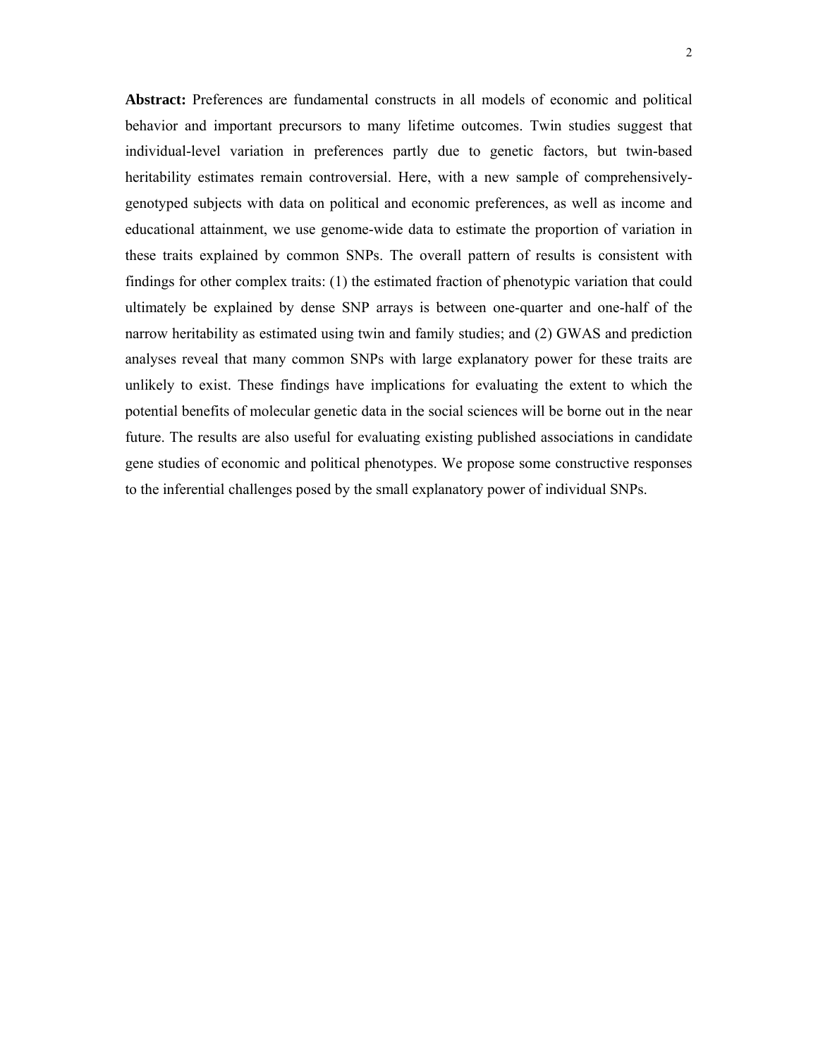**Abstract:** Preferences are fundamental constructs in all models of economic and political behavior and important precursors to many lifetime outcomes. Twin studies suggest that individual-level variation in preferences partly due to genetic factors, but twin-based heritability estimates remain controversial. Here, with a new sample of comprehensively-genotyped subjects with data on political and economic preferences, as well as income and educational attainment, we use genome-wide data to estimate the proportion of variation in these traits explained by common SNPs. The overall pattern of results is consistent with findings for other complex traits: (1) the estimated fraction of phenotypic variation that could ultimately be explained by dense SNP arrays is between one-quarter and one-half of the narrow heritability as estimated using twin and family studies; and (2) GWAS and prediction analyses reveal that many common SNPs with large explanatory power for these traits are unlikely to exist. These findings have implications for evaluating the extent to which the potential benefits of molecular genetic data in the social sciences will be borne out in the near future. The results are also useful for evaluating existing published associations in candidate gene studies of economic and political phenotypes. We propose some constructive responses to the inferential challenges posed by the small explanatory power of individual SNPs.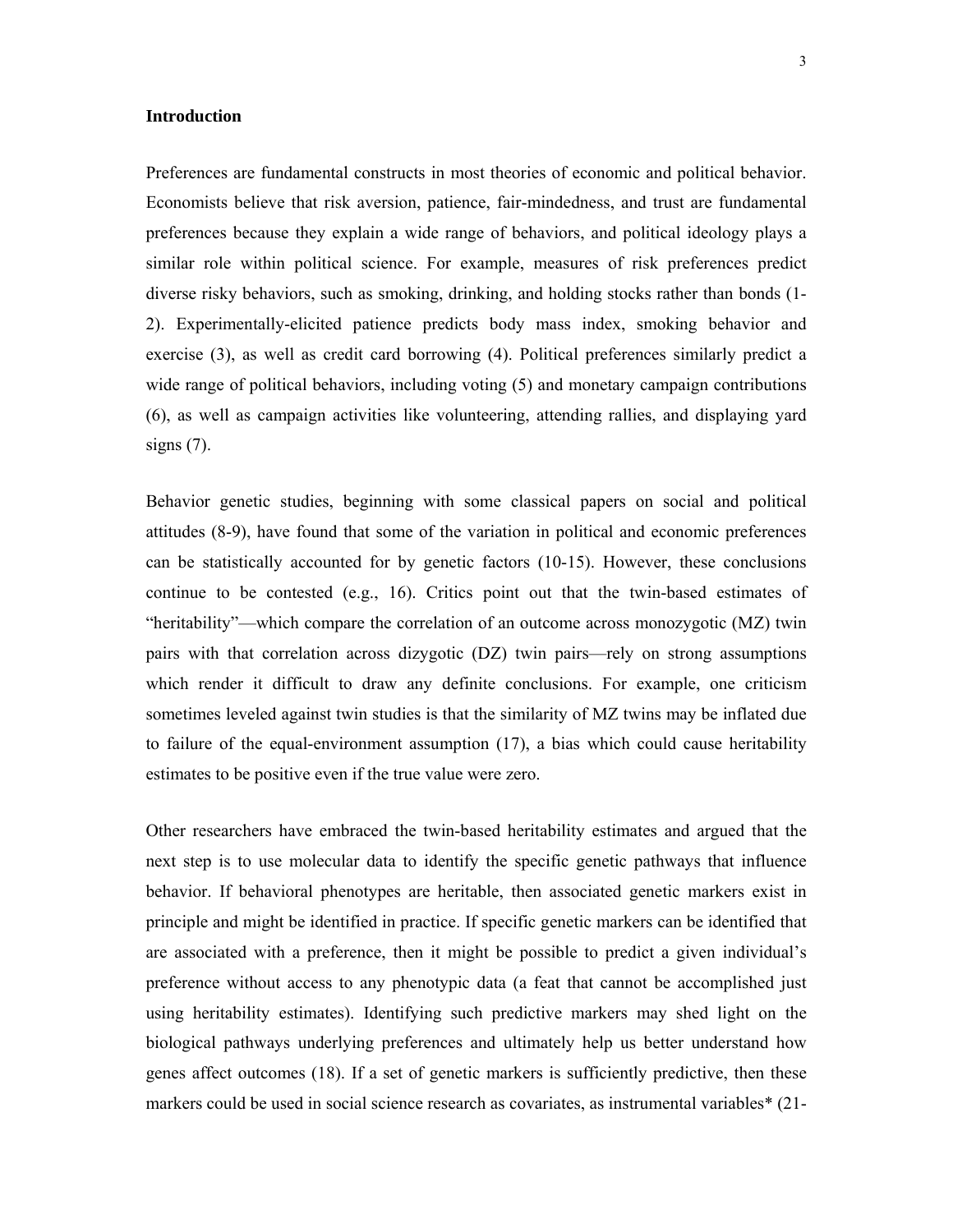## Introduction

Preferences are fundamental constructs in most theories of economic and political behavior. Economists believe that risk aversion, patience, fair-mindedness, and trust are fundamental preferences because they explain a wide range of behaviors, and political ideology plays a similar role within political science. For example, measures of risk preferences predict diverse risky behaviors, such as smoking, drinking, and holding stocks rather than bonds (1-2). Experimentally-elicited patience predicts body mass index, smoking behavior and exercise (3), as well as credit card borrowing (4). Political preferences similarly predict a wide range of political behaviors, including voting (5) and monetary campaign contributions (6), as well as campaign activities like volunteering, attending rallies, and displaying yard signs (7).

Behavior genetic studies, beginning with some classical papers on social and political attitudes (8-9), have found that some of the variation in political and economic preferences can be statistically accounted for by genetic factors (10-15). However, these conclusions continue to be contested (e.g., 16). Critics point out that the twin-based estimates of "heritability"—which compare the correlation of an outcome across monozygotic (MZ) twin pairs with that correlation across dizygotic (DZ) twin pairs—rely on strong assumptions which render it difficult to draw any definite conclusions. For example, one criticism sometimes leveled against twin studies is that the similarity of MZ twins may be inflated due to failure of the equal-environment assumption (17), a bias which could cause heritability estimates to be positive even if the true value were zero.

Other researchers have embraced the twin-based heritability estimates and argued that the next step is to use molecular data to identify the specific genetic pathways that influence behavior. If behavioral phenotypes are heritable, then associated genetic markers exist in principle and might be identified in practice. If specific genetic markers can be identified that are associated with a preference, then it might be possible to predict a given individual's preference without access to any phenotypic data (a feat that cannot be accomplished just using heritability estimates). Identifying such predictive markers may shed light on the biological pathways underlying preferences and ultimately help us better understand how genes affect outcomes (18). If a set of genetic markers is sufficiently predictive, then these markers could be used in social science research as covariates, as instrumental variables* (21-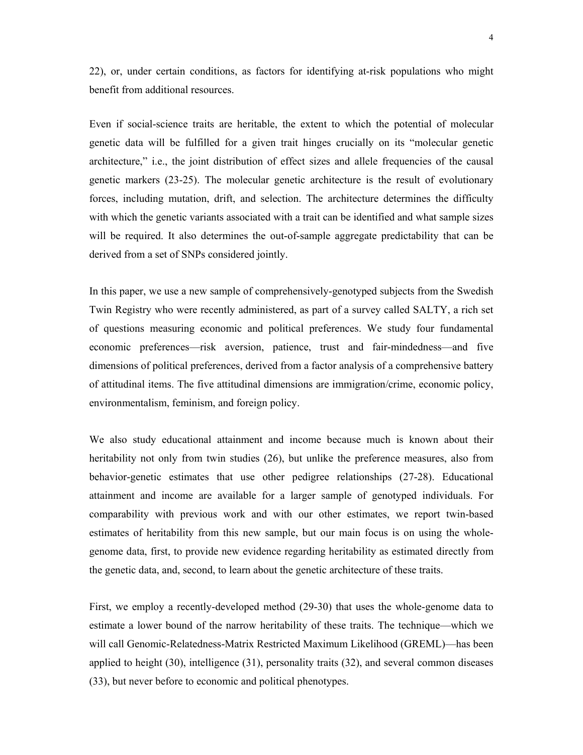22), or, under certain conditions, as factors for identifying at-risk populations who might benefit from additional resources.

Even if social-science traits are heritable, the extent to which the potential of molecular genetic data will be fulfilled for a given trait hinges crucially on its "molecular genetic architecture," i.e., the joint distribution of effect sizes and allele frequencies of the causal genetic markers (23-25). The molecular genetic architecture is the result of evolutionary forces, including mutation, drift, and selection. The architecture determines the difficulty with which the genetic variants associated with a trait can be identified and what sample sizes will be required. It also determines the out-of-sample aggregate predictability that can be derived from a set of SNPs considered jointly.

In this paper, we use a new sample of comprehensively-genotyped subjects from the Swedish Twin Registry who were recently administered, as part of a survey called SALTY, a rich set of questions measuring economic and political preferences. We study four fundamental economic preferences—risk aversion, patience, trust and fair-mindedness—and five dimensions of political preferences, derived from a factor analysis of a comprehensive battery of attitudinal items. The five attitudinal dimensions are immigration/crime, economic policy, environmentalism, feminism, and foreign policy.

We also study educational attainment and income because much is known about their heritability not only from twin studies (26), but unlike the preference measures, also from behavior-genetic estimates that use other pedigree relationships (27-28). Educational attainment and income are available for a larger sample of genotyped individuals. For comparability with previous work and with our other estimates, we report twin-based estimates of heritability from this new sample, but our main focus is on using the whole-genome data, first, to provide new evidence regarding heritability as estimated directly from the genetic data, and, second, to learn about the genetic architecture of these traits.

First, we employ a recently-developed method (29-30) that uses the whole-genome data to estimate a lower bound of the narrow heritability of these traits. The technique—which we will call Genomic-Relatedness-Matrix Restricted Maximum Likelihood (GREML)—has been applied to height (30), intelligence (31), personality traits (32), and several common diseases (33), but never before to economic and political phenotypes.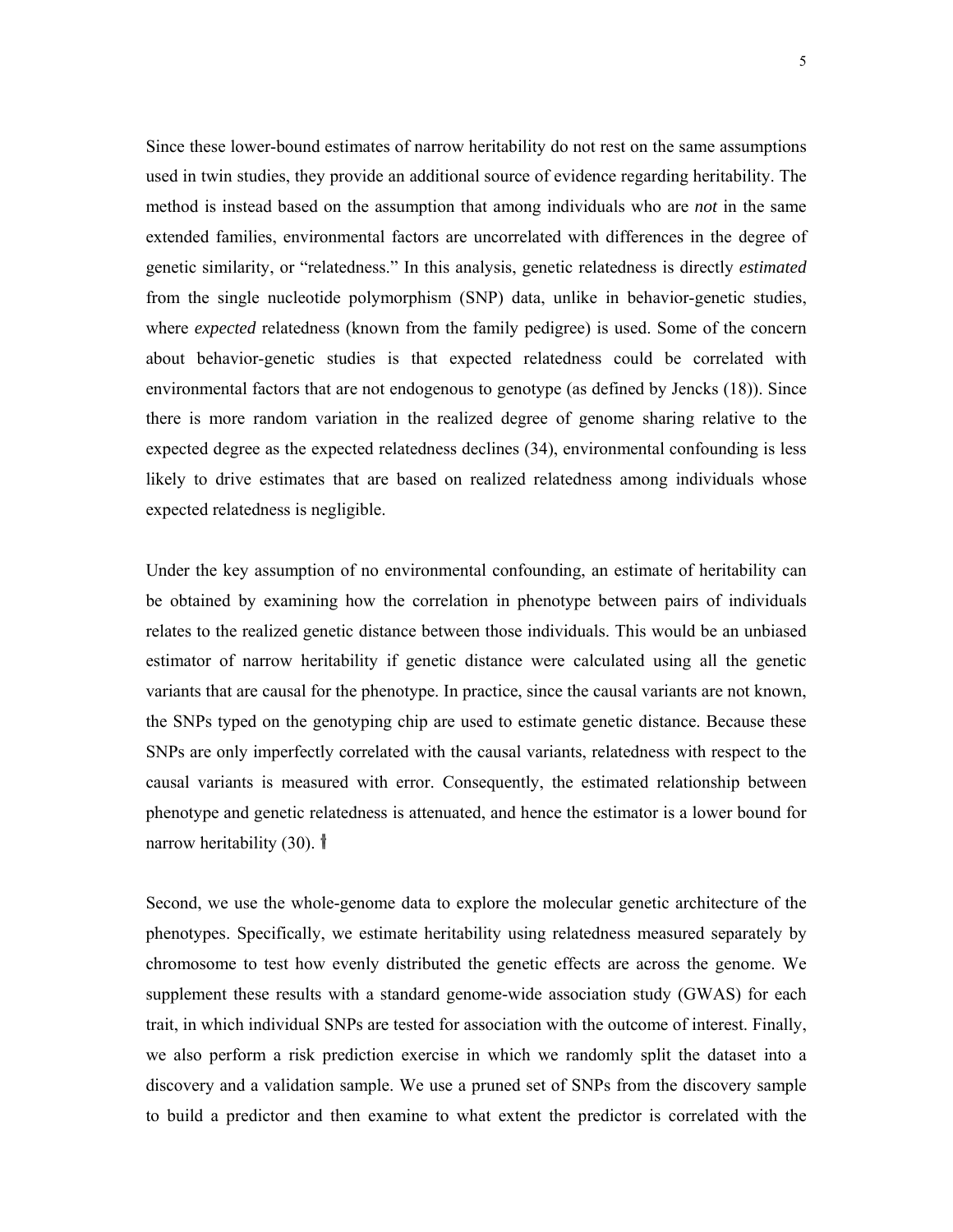Since these lower-bound estimates of narrow heritability do not rest on the same assumptions used in twin studies, they provide an additional source of evidence regarding heritability. The method is instead based on the assumption that among individuals who are *not* in the same extended families, environmental factors are uncorrelated with differences in the degree of genetic similarity, or "relatedness." In this analysis, genetic relatedness is directly *estimated* from the single nucleotide polymorphism (SNP) data, unlike in behavior-genetic studies, where *expected* relatedness (known from the family pedigree) is used. Some of the concern about behavior-genetic studies is that expected relatedness could be correlated with environmental factors that are not endogenous to genotype (as defined by Jencks (18)). Since there is more random variation in the realized degree of genome sharing relative to the expected degree as the expected relatedness declines (34), environmental confounding is less likely to drive estimates that are based on realized relatedness among individuals whose expected relatedness is negligible.

Under the key assumption of no environmental confounding, an estimate of heritability can be obtained by examining how the correlation in phenotype between pairs of individuals relates to the realized genetic distance between those individuals. This would be an unbiased estimator of narrow heritability if genetic distance were calculated using all the genetic variants that are causal for the phenotype. In practice, since the causal variants are not known, the SNPs typed on the genotyping chip are used to estimate genetic distance. Because these SNPs are only imperfectly correlated with the causal variants, relatedness with respect to the causal variants is measured with error. Consequently, the estimated relationship between phenotype and genetic relatedness is attenuated, and hence the estimator is a lower bound for narrow heritability (30). †

Second, we use the whole-genome data to explore the molecular genetic architecture of the phenotypes. Specifically, we estimate heritability using relatedness measured separately by chromosome to test how evenly distributed the genetic effects are across the genome. We supplement these results with a standard genome-wide association study (GWAS) for each trait, in which individual SNPs are tested for association with the outcome of interest. Finally, we also perform a risk prediction exercise in which we randomly split the dataset into a discovery and a validation sample. We use a pruned set of SNPs from the discovery sample to build a predictor and then examine to what extent the predictor is correlated with the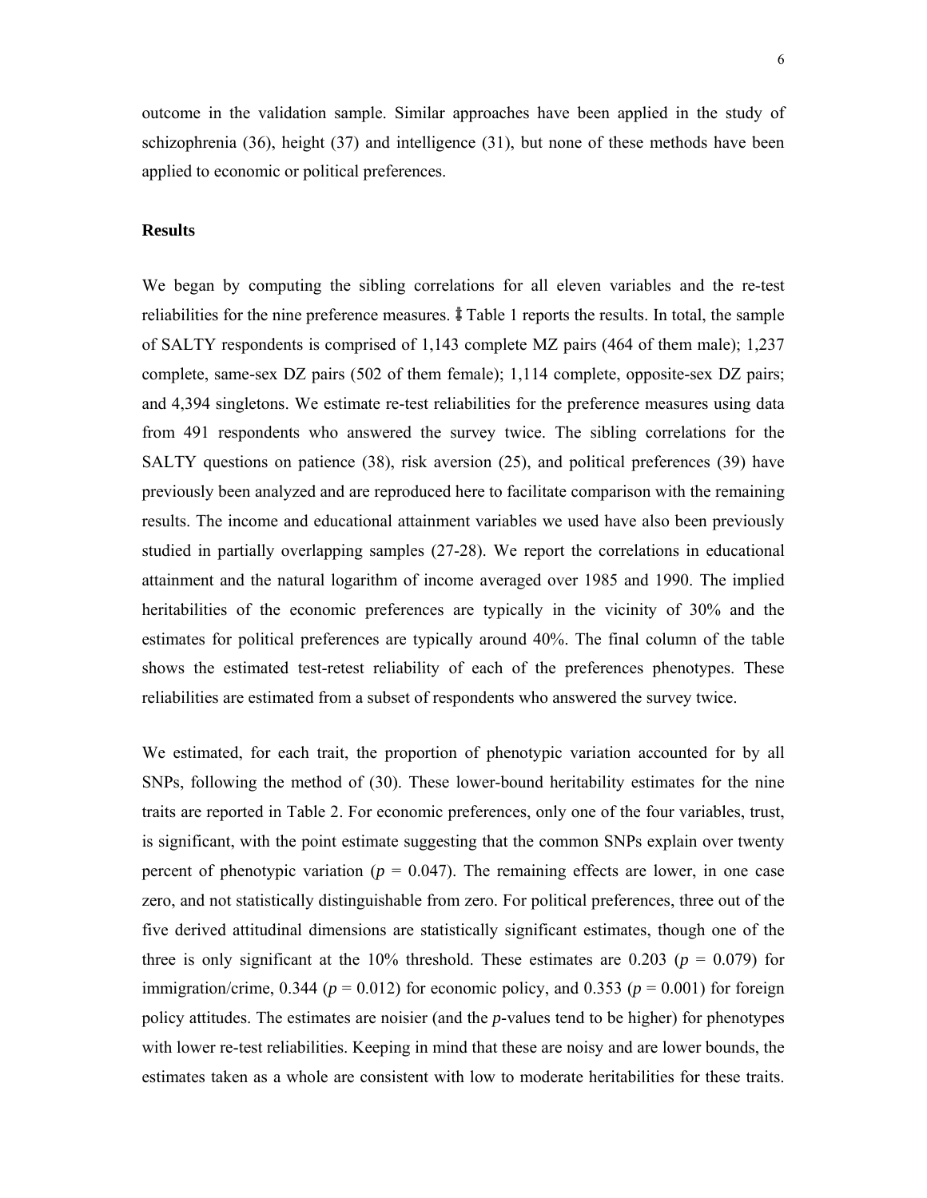outcome in the validation sample. Similar approaches have been applied in the study of schizophrenia (36), height (37) and intelligence (31), but none of these methods have been applied to economic or political preferences.

**Results**

We began by computing the sibling correlations for all eleven variables and the re-test reliabilities for the nine preference measures. ‡ Table 1 reports the results. In total, the sample of SALTY respondents is comprised of 1,143 complete MZ pairs (464 of them male); 1,237 complete, same-sex DZ pairs (502 of them female); 1,114 complete, opposite-sex DZ pairs; and 4,394 singletons. We estimate re-test reliabilities for the preference measures using data from 491 respondents who answered the survey twice. The sibling correlations for the SALTY questions on patience (38), risk aversion (25), and political preferences (39) have previously been analyzed and are reproduced here to facilitate comparison with the remaining results. The income and educational attainment variables we used have also been previously studied in partially overlapping samples (27-28). We report the correlations in educational attainment and the natural logarithm of income averaged over 1985 and 1990. The implied heritabilities of the economic preferences are typically in the vicinity of 30% and the estimates for political preferences are typically around 40%. The final column of the table shows the estimated test-retest reliability of each of the preferences phenotypes. These reliabilities are estimated from a subset of respondents who answered the survey twice.

We estimated, for each trait, the proportion of phenotypic variation accounted for by all SNPs, following the method of (30). These lower-bound heritability estimates for the nine traits are reported in Table 2. For economic preferences, only one of the four variables, trust, is significant, with the point estimate suggesting that the common SNPs explain over twenty percent of phenotypic variation ($p$ = 0.047). The remaining effects are lower, in one case zero, and not statistically distinguishable from zero. For political preferences, three out of the five derived attitudinal dimensions are statistically significant estimates, though one of the three is only significant at the 10% threshold. These estimates are 0.203 ($p$ = 0.079) for immigration/crime, 0.344 ($p$ = 0.012) for economic policy, and 0.353 ($p$ = 0.001) for foreign policy attitudes. The estimates are noisier (and the $p$-values tend to be higher) for phenotypes with lower re-test reliabilities. Keeping in mind that these are noisy and are lower bounds, the estimates taken as a whole are consistent with low to moderate heritabilities for these traits.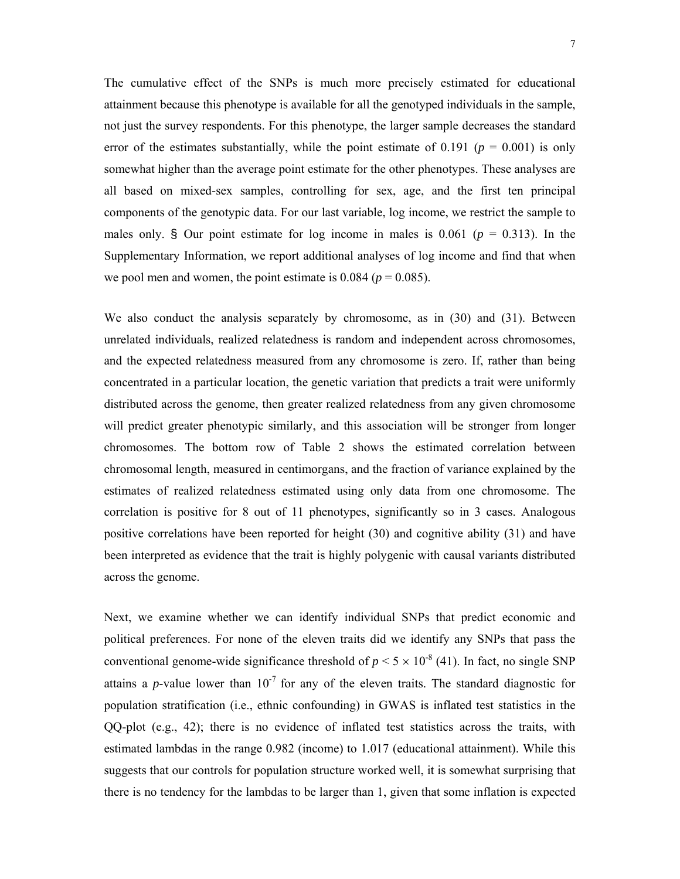The cumulative effect of the SNPs is much more precisely estimated for educational attainment because this phenotype is available for all the genotyped individuals in the sample, not just the survey respondents. For this phenotype, the larger sample decreases the standard error of the estimates substantially, while the point estimate of 0.191 ($p$ = 0.001) is only somewhat higher than the average point estimate for the other phenotypes. These analyses are all based on mixed-sex samples, controlling for sex, age, and the first ten principal components of the genotypic data. For our last variable, log income, we restrict the sample to males only. § Our point estimate for log income in males is 0.061 ($p$ = 0.313). In the Supplementary Information, we report additional analyses of log income and find that when we pool men and women, the point estimate is 0.084 ($p$ = 0.085).

We also conduct the analysis separately by chromosome, as in (30) and (31). Between unrelated individuals, realized relatedness is random and independent across chromosomes, and the expected relatedness measured from any chromosome is zero. If, rather than being concentrated in a particular location, the genetic variation that predicts a trait were uniformly distributed across the genome, then greater realized relatedness from any given chromosome will predict greater phenotypic similarly, and this association will be stronger from longer chromosomes. The bottom row of Table 2 shows the estimated correlation between chromosomal length, measured in centimorgans, and the fraction of variance explained by the estimates of realized relatedness estimated using only data from one chromosome. The correlation is positive for 8 out of 11 phenotypes, significantly so in 3 cases. Analogous positive correlations have been reported for height (30) and cognitive ability (31) and have been interpreted as evidence that the trait is highly polygenic with causal variants distributed across the genome.

Next, we examine whether we can identify individual SNPs that predict economic and political preferences. For none of the eleven traits did we identify any SNPs that pass the conventional genome-wide significance threshold of $p < 5 \times 10^{-8}$ (41). In fact, no single SNP attains a $p$-value lower than $10^{-7}$ for any of the eleven traits. The standard diagnostic for population stratification (i.e., ethnic confounding) in GWAS is inflated test statistics in the QQ-plot (e.g., 42); there is no evidence of inflated test statistics across the traits, with estimated lambdas in the range 0.982 (income) to 1.017 (educational attainment). While this suggests that our controls for population structure worked well, it is somewhat surprising that there is no tendency for the lambdas to be larger than 1, given that some inflation is expected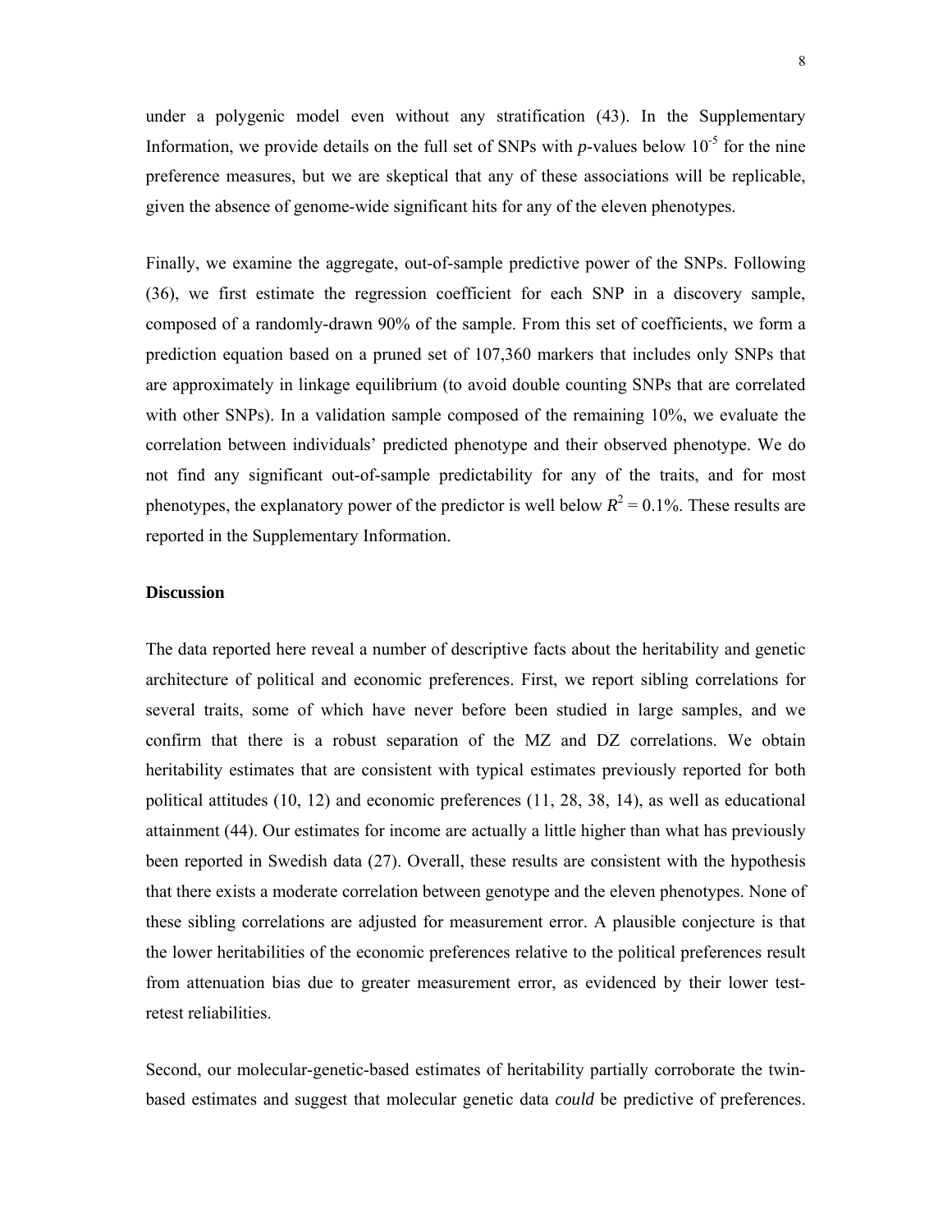under a polygenic model even without any stratification (43). In the Supplementary Information, we provide details on the full set of SNPs with *p*-values below $10^{-5}$ for the nine preference measures, but we are skeptical that any of these associations will be replicable, given the absence of genome-wide significant hits for any of the eleven phenotypes.

Finally, we examine the aggregate, out-of-sample predictive power of the SNPs. Following (36), we first estimate the regression coefficient for each SNP in a discovery sample, composed of a randomly-drawn 90% of the sample. From this set of coefficients, we form a prediction equation based on a pruned set of 107,360 markers that includes only SNPs that are approximately in linkage equilibrium (to avoid double counting SNPs that are correlated with other SNPs). In a validation sample composed of the remaining 10%, we evaluate the correlation between individuals' predicted phenotype and their observed phenotype. We do not find any significant out-of-sample predictability for any of the traits, and for most phenotypes, the explanatory power of the predictor is well below $R^2 = 0.1\%$. These results are reported in the Supplementary Information.

**Discussion**

The data reported here reveal a number of descriptive facts about the heritability and genetic architecture of political and economic preferences. First, we report sibling correlations for several traits, some of which have never before been studied in large samples, and we confirm that there is a robust separation of the MZ and DZ correlations. We obtain heritability estimates that are consistent with typical estimates previously reported for both political attitudes (10, 12) and economic preferences (11, 28, 38, 14), as well as educational attainment (44). Our estimates for income are actually a little higher than what has previously been reported in Swedish data (27). Overall, these results are consistent with the hypothesis that there exists a moderate correlation between genotype and the eleven phenotypes. None of these sibling correlations are adjusted for measurement error. A plausible conjecture is that the lower heritabilities of the economic preferences relative to the political preferences result from attenuation bias due to greater measurement error, as evidenced by their lower test-retest reliabilities.

Second, our molecular-genetic-based estimates of heritability partially corroborate the twin-based estimates and suggest that molecular genetic data *could* be predictive of preferences.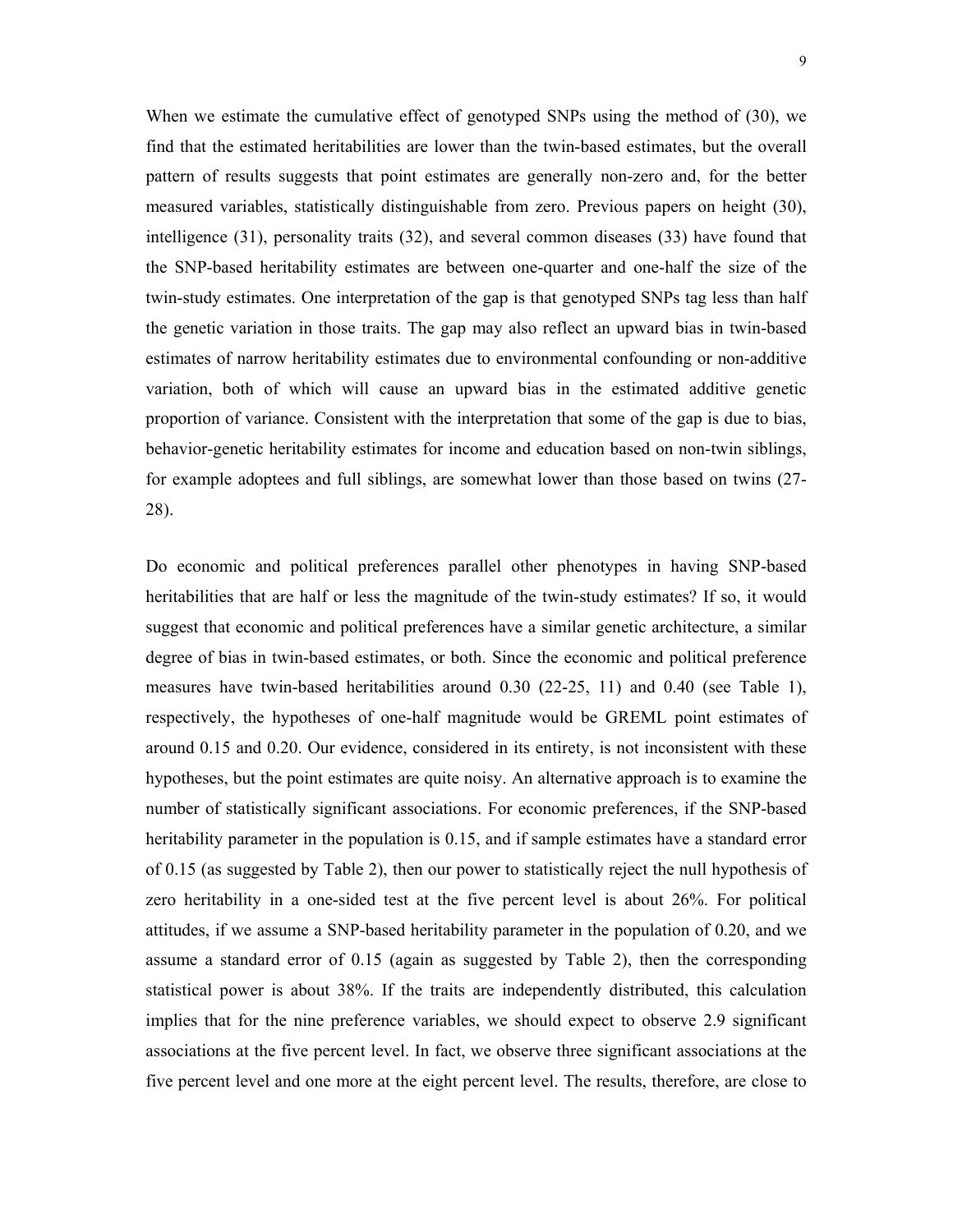When we estimate the cumulative effect of genotyped SNPs using the method of (30), we find that the estimated heritabilities are lower than the twin-based estimates, but the overall pattern of results suggests that point estimates are generally non-zero and, for the better measured variables, statistically distinguishable from zero. Previous papers on height (30), intelligence (31), personality traits (32), and several common diseases (33) have found that the SNP-based heritability estimates are between one-quarter and one-half the size of the twin-study estimates. One interpretation of the gap is that genotyped SNPs tag less than half the genetic variation in those traits. The gap may also reflect an upward bias in twin-based estimates of narrow heritability estimates due to environmental confounding or non-additive variation, both of which will cause an upward bias in the estimated additive genetic proportion of variance. Consistent with the interpretation that some of the gap is due to bias, behavior-genetic heritability estimates for income and education based on non-twin siblings, for example adoptees and full siblings, are somewhat lower than those based on twins (27-28).

Do economic and political preferences parallel other phenotypes in having SNP-based heritabilities that are half or less the magnitude of the twin-study estimates? If so, it would suggest that economic and political preferences have a similar genetic architecture, a similar degree of bias in twin-based estimates, or both. Since the economic and political preference measures have twin-based heritabilities around 0.30 (22-25, 11) and 0.40 (see Table 1), respectively, the hypotheses of one-half magnitude would be GREML point estimates of around 0.15 and 0.20. Our evidence, considered in its entirety, is not inconsistent with these hypotheses, but the point estimates are quite noisy. An alternative approach is to examine the number of statistically significant associations. For economic preferences, if the SNP-based heritability parameter in the population is 0.15, and if sample estimates have a standard error of 0.15 (as suggested by Table 2), then our power to statistically reject the null hypothesis of zero heritability in a one-sided test at the five percent level is about 26%. For political attitudes, if we assume a SNP-based heritability parameter in the population of 0.20, and we assume a standard error of 0.15 (again as suggested by Table 2), then the corresponding statistical power is about 38%. If the traits are independently distributed, this calculation implies that for the nine preference variables, we should expect to observe 2.9 significant associations at the five percent level. In fact, we observe three significant associations at the five percent level and one more at the eight percent level. The results, therefore, are close to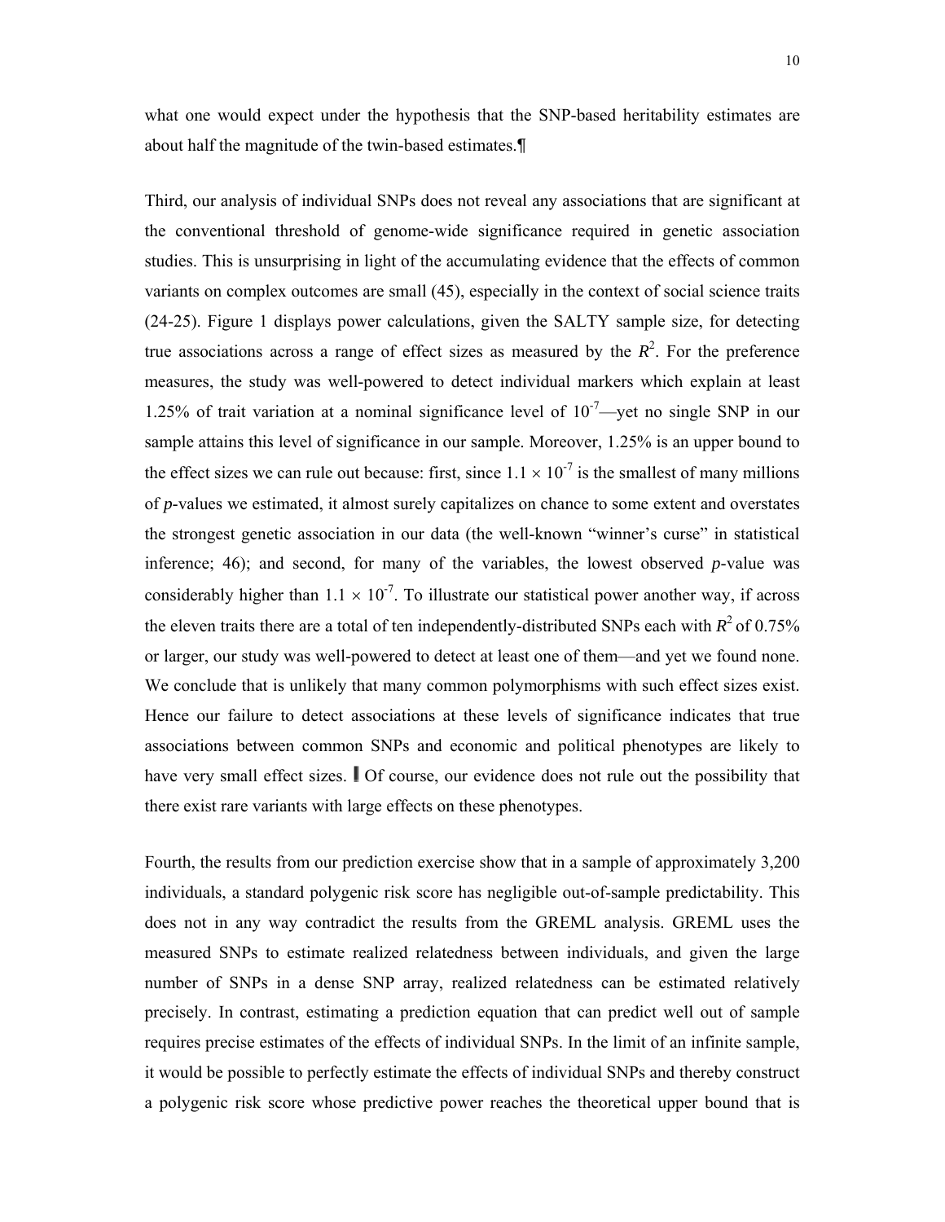what one would expect under the hypothesis that the SNP-based heritability estimates are about half the magnitude of the twin-based estimates.¶

Third, our analysis of individual SNPs does not reveal any associations that are significant at the conventional threshold of genome-wide significance required in genetic association studies. This is unsurprising in light of the accumulating evidence that the effects of common variants on complex outcomes are small (45), especially in the context of social science traits (24-25). Figure 1 displays power calculations, given the SALTY sample size, for detecting true associations across a range of effect sizes as measured by the $R^2$. For the preference measures, the study was well-powered to detect individual markers which explain at least 1.25% of trait variation at a nominal significance level of $10^{-7}$—yet no single SNP in our sample attains this level of significance in our sample. Moreover, 1.25% is an upper bound to the effect sizes we can rule out because: first, since $1.1 \times 10^{-7}$ is the smallest of many millions of *p*-values we estimated, it almost surely capitalizes on chance to some extent and overstates the strongest genetic association in our data (the well-known "winner's curse" in statistical inference; 46); and second, for many of the variables, the lowest observed *p*-value was considerably higher than $1.1 \times 10^{-7}$. To illustrate our statistical power another way, if across the eleven traits there are a total of ten independently-distributed SNPs each with $R^2$ of 0.75% or larger, our study was well-powered to detect at least one of them—and yet we found none. We conclude that is unlikely that many common polymorphisms with such effect sizes exist. Hence our failure to detect associations at these levels of significance indicates that true associations between common SNPs and economic and political phenotypes are likely to have very small effect sizes. Of course, our evidence does not rule out the possibility that there exist rare variants with large effects on these phenotypes.

Fourth, the results from our prediction exercise show that in a sample of approximately 3,200 individuals, a standard polygenic risk score has negligible out-of-sample predictability. This does not in any way contradict the results from the GREML analysis. GREML uses the measured SNPs to estimate realized relatedness between individuals, and given the large number of SNPs in a dense SNP array, realized relatedness can be estimated relatively precisely. In contrast, estimating a prediction equation that can predict well out of sample requires precise estimates of the effects of individual SNPs. In the limit of an infinite sample, it would be possible to perfectly estimate the effects of individual SNPs and thereby construct a polygenic risk score whose predictive power reaches the theoretical upper bound that is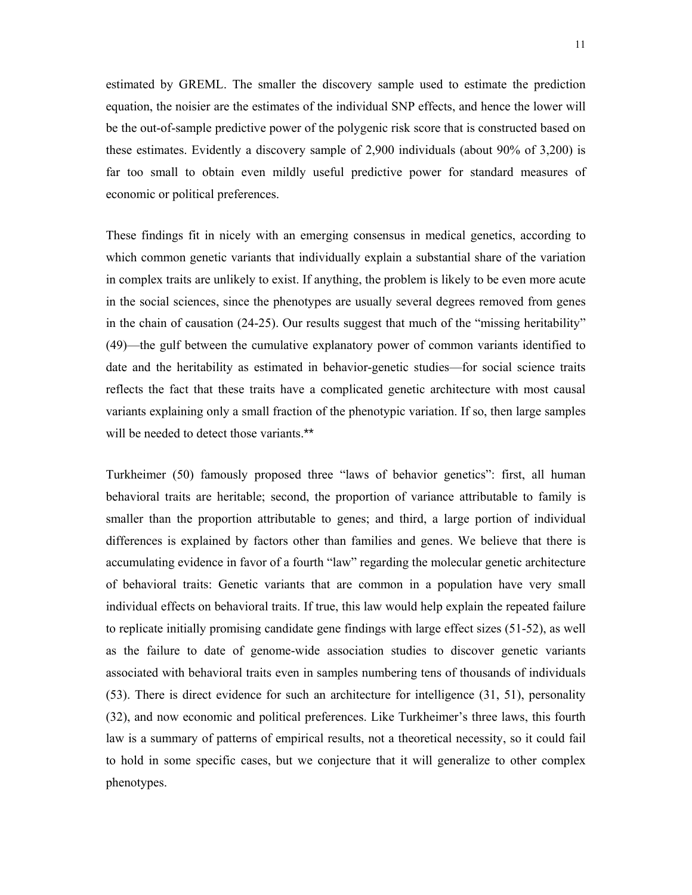estimated by GREML. The smaller the discovery sample used to estimate the prediction equation, the noisier are the estimates of the individual SNP effects, and hence the lower will be the out-of-sample predictive power of the polygenic risk score that is constructed based on these estimates. Evidently a discovery sample of 2,900 individuals (about 90% of 3,200) is far too small to obtain even mildly useful predictive power for standard measures of economic or political preferences.

These findings fit in nicely with an emerging consensus in medical genetics, according to which common genetic variants that individually explain a substantial share of the variation in complex traits are unlikely to exist. If anything, the problem is likely to be even more acute in the social sciences, since the phenotypes are usually several degrees removed from genes in the chain of causation (24-25). Our results suggest that much of the "missing heritability" (49)—the gulf between the cumulative explanatory power of common variants identified to date and the heritability as estimated in behavior-genetic studies—for social science traits reflects the fact that these traits have a complicated genetic architecture with most causal variants explaining only a small fraction of the phenotypic variation. If so, then large samples will be needed to detect those variants.**

Turkheimer (50) famously proposed three "laws of behavior genetics": first, all human behavioral traits are heritable; second, the proportion of variance attributable to family is smaller than the proportion attributable to genes; and third, a large portion of individual differences is explained by factors other than families and genes. We believe that there is accumulating evidence in favor of a fourth "law" regarding the molecular genetic architecture of behavioral traits: Genetic variants that are common in a population have very small individual effects on behavioral traits. If true, this law would help explain the repeated failure to replicate initially promising candidate gene findings with large effect sizes (51-52), as well as the failure to date of genome-wide association studies to discover genetic variants associated with behavioral traits even in samples numbering tens of thousands of individuals (53). There is direct evidence for such an architecture for intelligence (31, 51), personality (32), and now economic and political preferences. Like Turkheimer's three laws, this fourth law is a summary of patterns of empirical results, not a theoretical necessity, so it could fail to hold in some specific cases, but we conjecture that it will generalize to other complex phenotypes.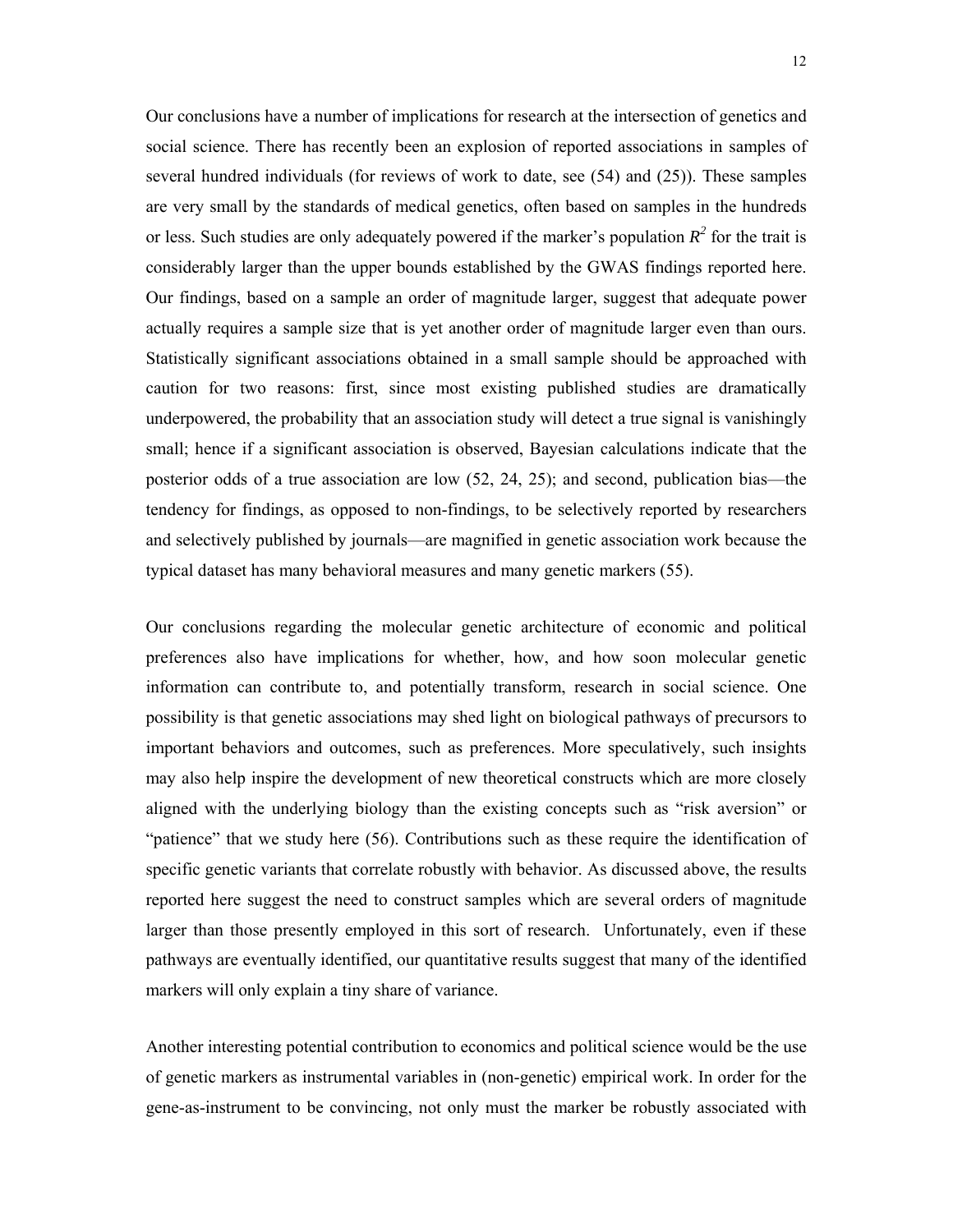Our conclusions have a number of implications for research at the intersection of genetics and social science. There has recently been an explosion of reported associations in samples of several hundred individuals (for reviews of work to date, see (54) and (25)). These samples are very small by the standards of medical genetics, often based on samples in the hundreds or less. Such studies are only adequately powered if the marker's population $R^2$ for the trait is considerably larger than the upper bounds established by the GWAS findings reported here. Our findings, based on a sample an order of magnitude larger, suggest that adequate power actually requires a sample size that is yet another order of magnitude larger even than ours. Statistically significant associations obtained in a small sample should be approached with caution for two reasons: first, since most existing published studies are dramatically underpowered, the probability that an association study will detect a true signal is vanishingly small; hence if a significant association is observed, Bayesian calculations indicate that the posterior odds of a true association are low (52, 24, 25); and second, publication bias—the tendency for findings, as opposed to non-findings, to be selectively reported by researchers and selectively published by journals—are magnified in genetic association work because the typical dataset has many behavioral measures and many genetic markers (55).

Our conclusions regarding the molecular genetic architecture of economic and political preferences also have implications for whether, how, and how soon molecular genetic information can contribute to, and potentially transform, research in social science. One possibility is that genetic associations may shed light on biological pathways of precursors to important behaviors and outcomes, such as preferences. More speculatively, such insights may also help inspire the development of new theoretical constructs which are more closely aligned with the underlying biology than the existing concepts such as "risk aversion" or "patience" that we study here (56). Contributions such as these require the identification of specific genetic variants that correlate robustly with behavior. As discussed above, the results reported here suggest the need to construct samples which are several orders of magnitude larger than those presently employed in this sort of research. Unfortunately, even if these pathways are eventually identified, our quantitative results suggest that many of the identified markers will only explain a tiny share of variance.

Another interesting potential contribution to economics and political science would be the use of genetic markers as instrumental variables in (non-genetic) empirical work. In order for the gene-as-instrument to be convincing, not only must the marker be robustly associated with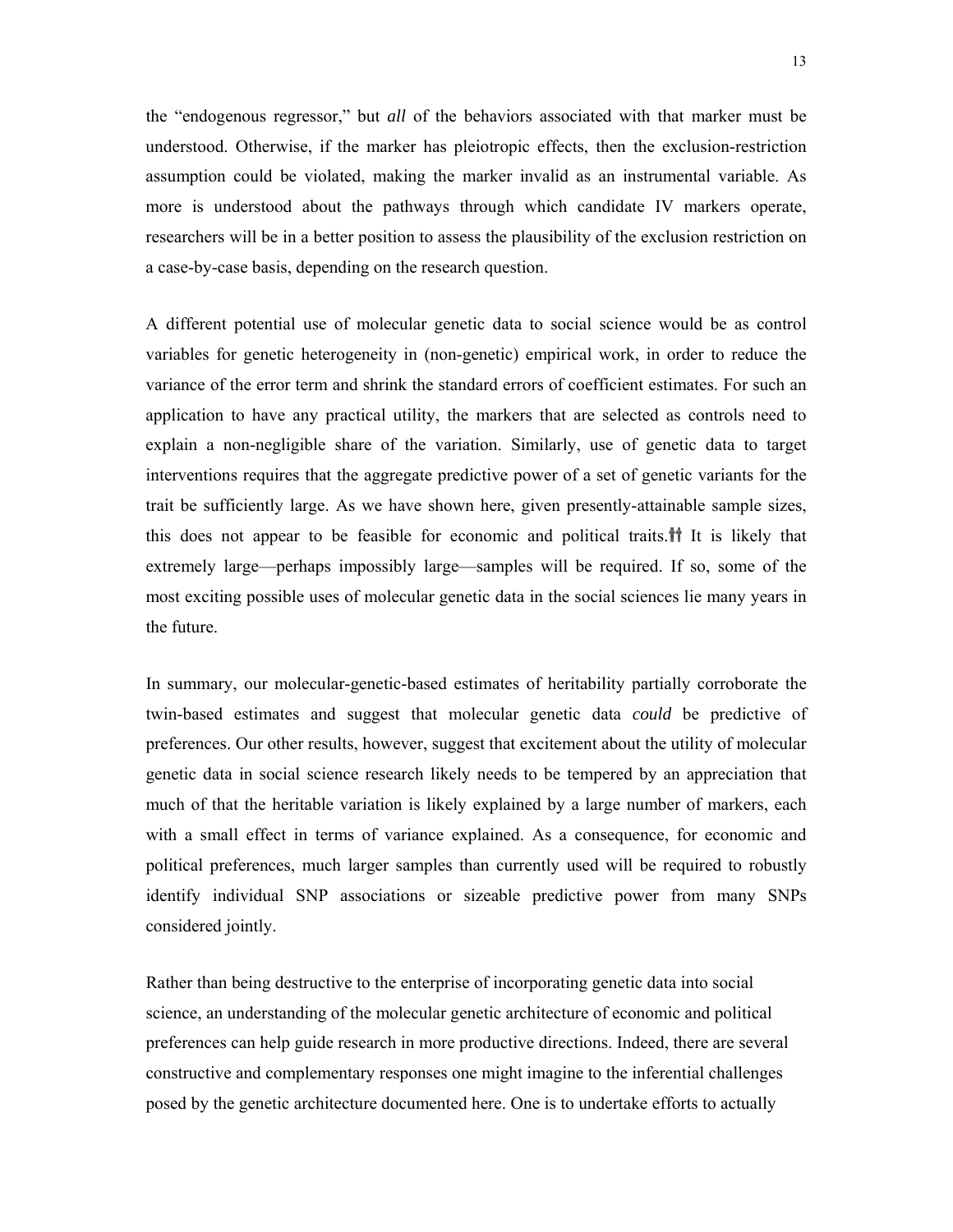the "endogenous regressor," but *all* of the behaviors associated with that marker must be understood. Otherwise, if the marker has pleiotropic effects, then the exclusion-restriction assumption could be violated, making the marker invalid as an instrumental variable. As more is understood about the pathways through which candidate IV markers operate, researchers will be in a better position to assess the plausibility of the exclusion restriction on a case-by-case basis, depending on the research question.

A different potential use of molecular genetic data to social science would be as control variables for genetic heterogeneity in (non-genetic) empirical work, in order to reduce the variance of the error term and shrink the standard errors of coefficient estimates. For such an application to have any practical utility, the markers that are selected as controls need to explain a non-negligible share of the variation. Similarly, use of genetic data to target interventions requires that the aggregate predictive power of a set of genetic variants for the trait be sufficiently large. As we have shown here, given presently-attainable sample sizes, this does not appear to be feasible for economic and political traits.[††] It is likely that extremely large—perhaps impossibly large—samples will be required. If so, some of the most exciting possible uses of molecular genetic data in the social sciences lie many years in the future.

In summary, our molecular-genetic-based estimates of heritability partially corroborate the twin-based estimates and suggest that molecular genetic data *could* be predictive of preferences. Our other results, however, suggest that excitement about the utility of molecular genetic data in social science research likely needs to be tempered by an appreciation that much of that the heritable variation is likely explained by a large number of markers, each with a small effect in terms of variance explained. As a consequence, for economic and political preferences, much larger samples than currently used will be required to robustly identify individual SNP associations or sizeable predictive power from many SNPs considered jointly.

Rather than being destructive to the enterprise of incorporating genetic data into social science, an understanding of the molecular genetic architecture of economic and political preferences can help guide research in more productive directions. Indeed, there are several constructive and complementary responses one might imagine to the inferential challenges posed by the genetic architecture documented here. One is to undertake efforts to actually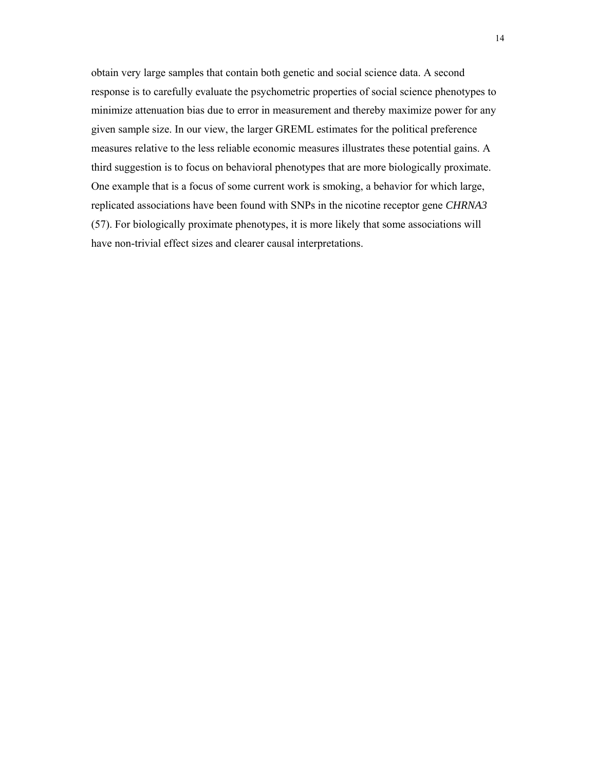obtain very large samples that contain both genetic and social science data. A second response is to carefully evaluate the psychometric properties of social science phenotypes to minimize attenuation bias due to error in measurement and thereby maximize power for any given sample size. In our view, the larger GREML estimates for the political preference measures relative to the less reliable economic measures illustrates these potential gains. A third suggestion is to focus on behavioral phenotypes that are more biologically proximate. One example that is a focus of some current work is smoking, a behavior for which large, replicated associations have been found with SNPs in the nicotine receptor gene *CHRNA3* (57). For biologically proximate phenotypes, it is more likely that some associations will have non-trivial effect sizes and clearer causal interpretations.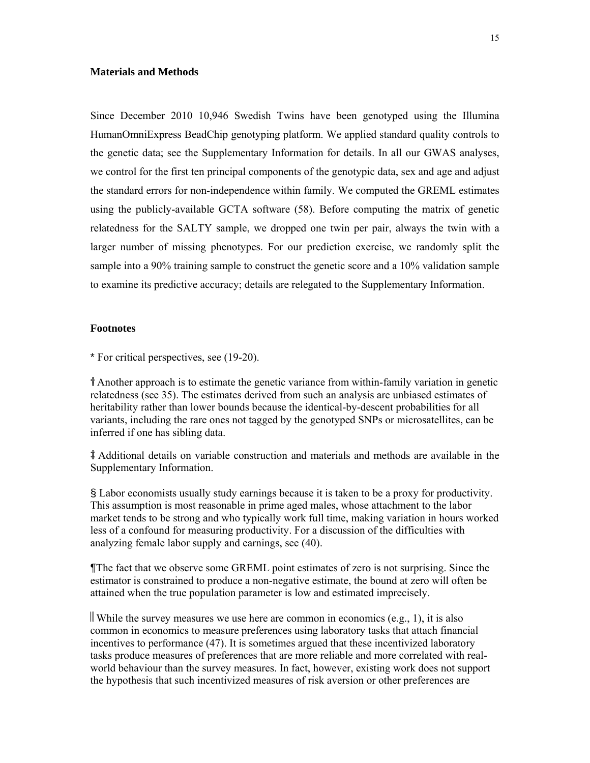## Materials and Methods

Since December 2010 10,946 Swedish Twins have been genotyped using the Illumina HumanOmniExpress BeadChip genotyping platform. We applied standard quality controls to the genetic data; see the Supplementary Information for details. In all our GWAS analyses, we control for the first ten principal components of the genotypic data, sex and age and adjust the standard errors for non-independence within family. We computed the GREML estimates using the publicly-available GCTA software (58). Before computing the matrix of genetic relatedness for the SALTY sample, we dropped one twin per pair, always the twin with a larger number of missing phenotypes. For our prediction exercise, we randomly split the sample into a 90% training sample to construct the genetic score and a 10% validation sample to examine its predictive accuracy; details are relegated to the Supplementary Information.

## Footnotes

* For critical perspectives, see (19-20).

† Another approach is to estimate the genetic variance from within-family variation in genetic relatedness (see 35). The estimates derived from such an analysis are unbiased estimates of heritability rather than lower bounds because the identical-by-descent probabilities for all variants, including the rare ones not tagged by the genotyped SNPs or microsatellites, can be inferred if one has sibling data.

‡ Additional details on variable construction and materials and methods are available in the Supplementary Information.

§ Labor economists usually study earnings because it is taken to be a proxy for productivity. This assumption is most reasonable in prime aged males, whose attachment to the labor market tends to be strong and who typically work full time, making variation in hours worked less of a confound for measuring productivity. For a discussion of the difficulties with analyzing female labor supply and earnings, see (40).

¶The fact that we observe some GREML point estimates of zero is not surprising. Since the estimator is constrained to produce a non-negative estimate, the bound at zero will often be attained when the true population parameter is low and estimated imprecisely.

‖ While the survey measures we use here are common in economics (e.g., 1), it is also common in economics to measure preferences using laboratory tasks that attach financial incentives to performance (47). It is sometimes argued that these incentivized laboratory tasks produce measures of preferences that are more reliable and more correlated with real-world behaviour than the survey measures. In fact, however, existing work does not support the hypothesis that such incentivized measures of risk aversion or other preferences are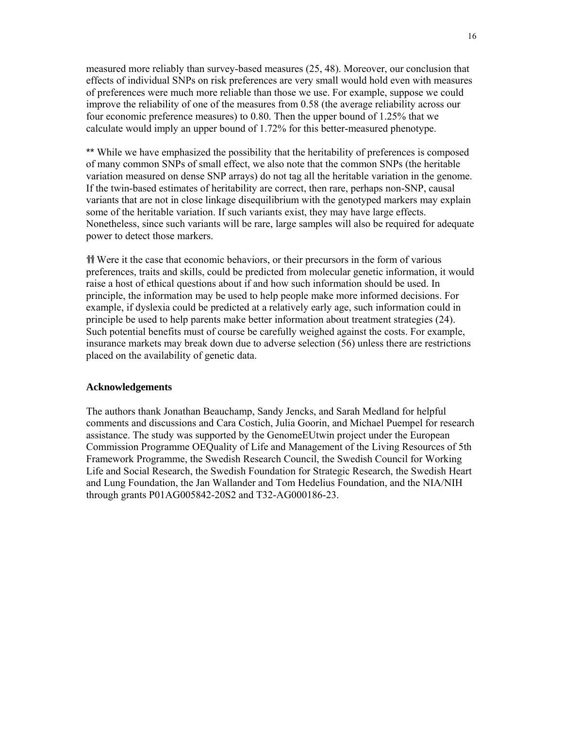measured more reliably than survey-based measures (25, 48). Moreover, our conclusion that effects of individual SNPs on risk preferences are very small would hold even with measures of preferences were much more reliable than those we use. For example, suppose we could improve the reliability of one of the measures from 0.58 (the average reliability across our four economic preference measures) to 0.80. Then the upper bound of 1.25% that we calculate would imply an upper bound of 1.72% for this better-measured phenotype.

** While we have emphasized the possibility that the heritability of preferences is composed of many common SNPs of small effect, we also note that the common SNPs (the heritable variation measured on dense SNP arrays) do not tag all the heritable variation in the genome. If the twin-based estimates of heritability are correct, then rare, perhaps non-SNP, causal variants that are not in close linkage disequilibrium with the genotyped markers may explain some of the heritable variation. If such variants exist, they may have large effects. Nonetheless, since such variants will be rare, large samples will also be required for adequate power to detect those markers.

†† Were it the case that economic behaviors, or their precursors in the form of various preferences, traits and skills, could be predicted from molecular genetic information, it would raise a host of ethical questions about if and how such information should be used. In principle, the information may be used to help people make more informed decisions. For example, if dyslexia could be predicted at a relatively early age, such information could in principle be used to help parents make better information about treatment strategies (24). Such potential benefits must of course be carefully weighed against the costs. For example, insurance markets may break down due to adverse selection (56) unless there are restrictions placed on the availability of genetic data.

### Acknowledgements

The authors thank Jonathan Beauchamp, Sandy Jencks, and Sarah Medland for helpful comments and discussions and Cara Costich, Julia Goorin, and Michael Puempel for research assistance. The study was supported by the GenomeEUtwin project under the European Commission Programme OEQuality of Life and Management of the Living Resources of 5th Framework Programme, the Swedish Research Council, the Swedish Council for Working Life and Social Research, the Swedish Foundation for Strategic Research, the Swedish Heart and Lung Foundation, the Jan Wallander and Tom Hedelius Foundation, and the NIA/NIH through grants P01AG005842-20S2 and T32-AG000186-23.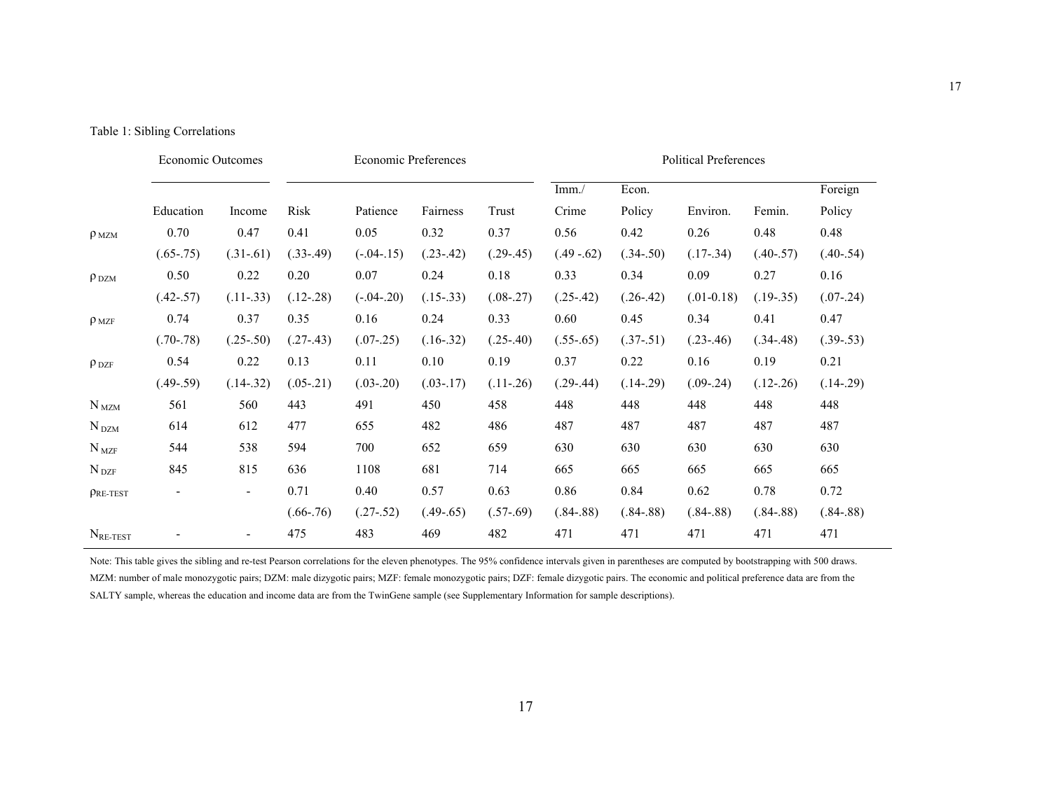Table 1: Sibling Correlations

| | Economic Outcomes | | Economic Preferences | | | | Political Preferences | | | | |
|---|---|---|---|---|---|---|---|---|---|---|---|
| | Education | Income | Risk | Patience | Fairness | Trust | Imm./ Crime | Econ. Policy | Environ. | Femin. | Foreign Policy |
| $\rho_{MZM}$ | 0.70 | 0.47 | 0.41 | 0.05 | 0.32 | 0.37 | 0.56 | 0.42 | 0.26 | 0.48 | 0.48 |
| | (.65-.75) | (.31-.61) | (.33-.49) | (-.04-.15) | (.23-.42) | (.29-.45) | (.49 -.62) | (.34-.50) | (.17-.34) | (.40-.57) | (.40-.54) |
| $\rho_{DZM}$ | 0.50 | 0.22 | 0.20 | 0.07 | 0.24 | 0.18 | 0.33 | 0.34 | 0.09 | 0.27 | 0.16 |
| | (.42-.57) | (.11-.33) | (.12-.28) | (-.04-.20) | (.15-.33) | (.08-.27) | (.25-.42) | (.26-.42) | (.01-0.18) | (.19-.35) | (.07-.24) |
| $\rho_{MZF}$ | 0.74 | 0.37 | 0.35 | 0.16 | 0.24 | 0.33 | 0.60 | 0.45 | 0.34 | 0.41 | 0.47 |
| | (.70-.78) | (.25-.50) | (.27-.43) | (.07-.25) | (.16-.32) | (.25-.40) | (.55-.65) | (.37-.51) | (.23-.46) | (.34-.48) | (.39-.53) |
| $\rho_{DZF}$ | 0.54 | 0.22 | 0.13 | 0.11 | 0.10 | 0.19 | 0.37 | 0.22 | 0.16 | 0.19 | 0.21 |
| | (.49-.59) | (.14-.32) | (.05-.21) | (.03-.20) | (.03-.17) | (.11-.26) | (.29-.44) | (.14-.29) | (.09-.24) | (.12-.26) | (.14-.29) |
| $N_{MZM}$ | 561 | 560 | 443 | 491 | 450 | 458 | 448 | 448 | 448 | 448 | 448 |
| $N_{DZM}$ | 614 | 612 | 477 | 655 | 482 | 486 | 487 | 487 | 487 | 487 | 487 |
| $N_{MZF}$ | 544 | 538 | 594 | 700 | 652 | 659 | 630 | 630 | 630 | 630 | 630 |
| $N_{DZF}$ | 845 | 815 | 636 | 1108 | 681 | 714 | 665 | 665 | 665 | 665 | 665 |
| $\rho_{RE\text{-}TEST}$ | - | - | 0.71 | 0.40 | 0.57 | 0.63 | 0.86 | 0.84 | 0.62 | 0.78 | 0.72 |
| | | | (.66-.76) | (.27-.52) | (.49-.65) | (.57-.69) | (.84-.88) | (.84-.88) | (.84-.88) | (.84-.88) | (.84-.88) |
| $N_{RE\text{-}TEST}$ | - | - | 475 | 483 | 469 | 482 | 471 | 471 | 471 | 471 | 471 |

Note: This table gives the sibling and re-test Pearson correlations for the eleven phenotypes. The 95% confidence intervals given in parentheses are computed by bootstrapping with 500 draws. MZM: number of male monozygotic pairs; DZM: male dizygotic pairs; MZF: female monozygotic pairs; DZF: female dizygotic pairs. The economic and political preference data are from the SALTY sample, whereas the education and income data are from the TwinGene sample (see Supplementary Information for sample descriptions).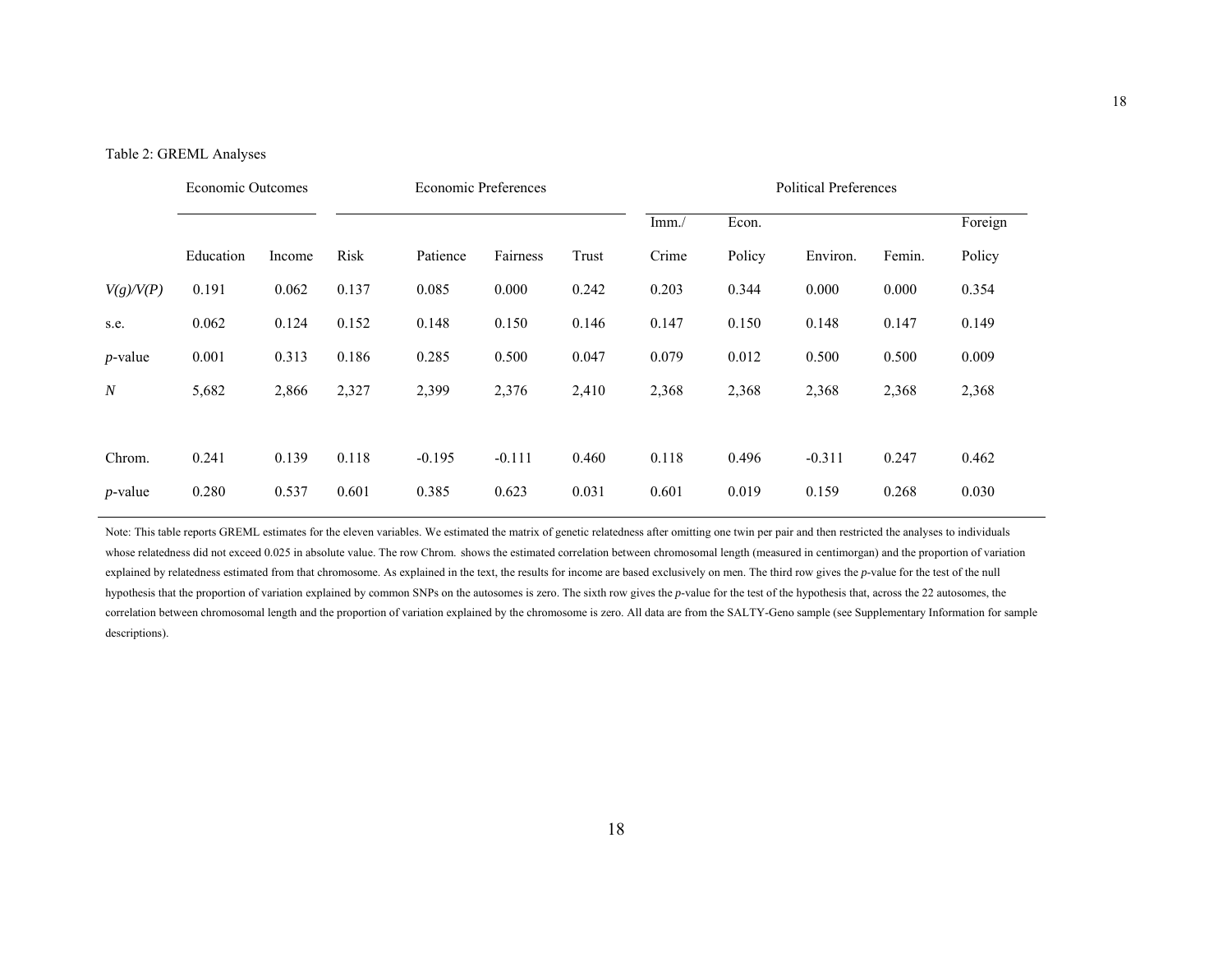Table 2: GREML Analyses

| | Economic Outcomes | | Economic Preferences | | | | Political Preferences | | | | |
|---|---|---|---|---|---|---|---|---|---|---|---|
| | Education | Income | Risk | Patience | Fairness | Trust | Imm./ Crime | Econ. Policy | Environ. | Femin. | Foreign Policy |
| *V(g)/V(P)* | 0.191 | 0.062 | 0.137 | 0.085 | 0.000 | 0.242 | 0.203 | 0.344 | 0.000 | 0.000 | 0.354 |
| s.e. | 0.062 | 0.124 | 0.152 | 0.148 | 0.150 | 0.146 | 0.147 | 0.150 | 0.148 | 0.147 | 0.149 |
| *p*-value | 0.001 | 0.313 | 0.186 | 0.285 | 0.500 | 0.047 | 0.079 | 0.012 | 0.500 | 0.500 | 0.009 |
| *N* | 5,682 | 2,866 | 2,327 | 2,399 | 2,376 | 2,410 | 2,368 | 2,368 | 2,368 | 2,368 | 2,368 |
| Chrom. | 0.241 | 0.139 | 0.118 | -0.195 | -0.111 | 0.460 | 0.118 | 0.496 | -0.311 | 0.247 | 0.462 |
| *p*-value | 0.280 | 0.537 | 0.601 | 0.385 | 0.623 | 0.031 | 0.601 | 0.019 | 0.159 | 0.268 | 0.030 |

Note: This table reports GREML estimates for the eleven variables. We estimated the matrix of genetic relatedness after omitting one twin per pair and then restricted the analyses to individuals whose relatedness did not exceed 0.025 in absolute value. The row Chrom. shows the estimated correlation between chromosomal length (measured in centimorgan) and the proportion of variation explained by relatedness estimated from that chromosome. As explained in the text, the results for income are based exclusively on men. The third row gives the *p*-value for the test of the null hypothesis that the proportion of variation explained by common SNPs on the autosomes is zero. The sixth row gives the *p*-value for the test of the hypothesis that, across the 22 autosomes, the correlation between chromosomal length and the proportion of variation explained by the chromosome is zero. All data are from the SALTY-Geno sample (see Supplementary Information for sample descriptions).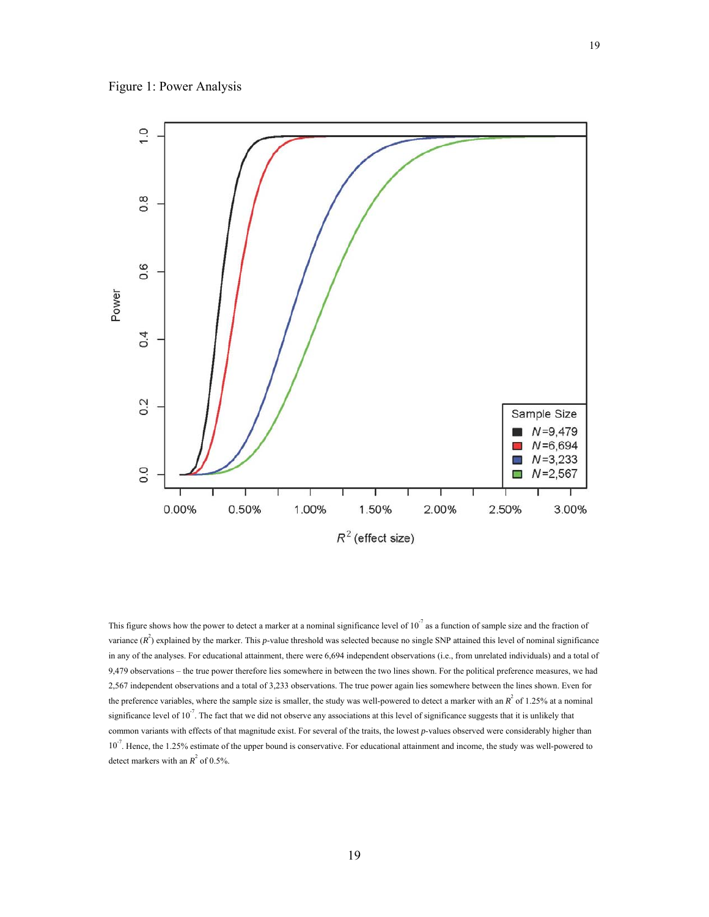Figure 1: Power Analysis

This figure shows how the power to detect a marker at a nominal significance level of $10^{-7}$ as a function of sample size and the fraction of variance ($R^2$) explained by the marker. This *p*-value threshold was selected because no single SNP attained this level of nominal significance in any of the analyses. For educational attainment, there were 6,694 independent observations (i.e., from unrelated individuals) and a total of 9,479 observations – the true power therefore lies somewhere in between the two lines shown. For the political preference measures, we had 2,567 independent observations and a total of 3,233 observations. The true power again lies somewhere between the lines shown. Even for the preference variables, where the sample size is smaller, the study was well-powered to detect a marker with an $R^2$ of 1.25% at a nominal significance level of $10^{-7}$. The fact that we did not observe any associations at this level of significance suggests that it is unlikely that common variants with effects of that magnitude exist. For several of the traits, the lowest *p*-values observed were considerably higher than $10^{-7}$. Hence, the 1.25% estimate of the upper bound is conservative. For educational attainment and income, the study was well-powered to detect markers with an $R^2$ of 0.5%.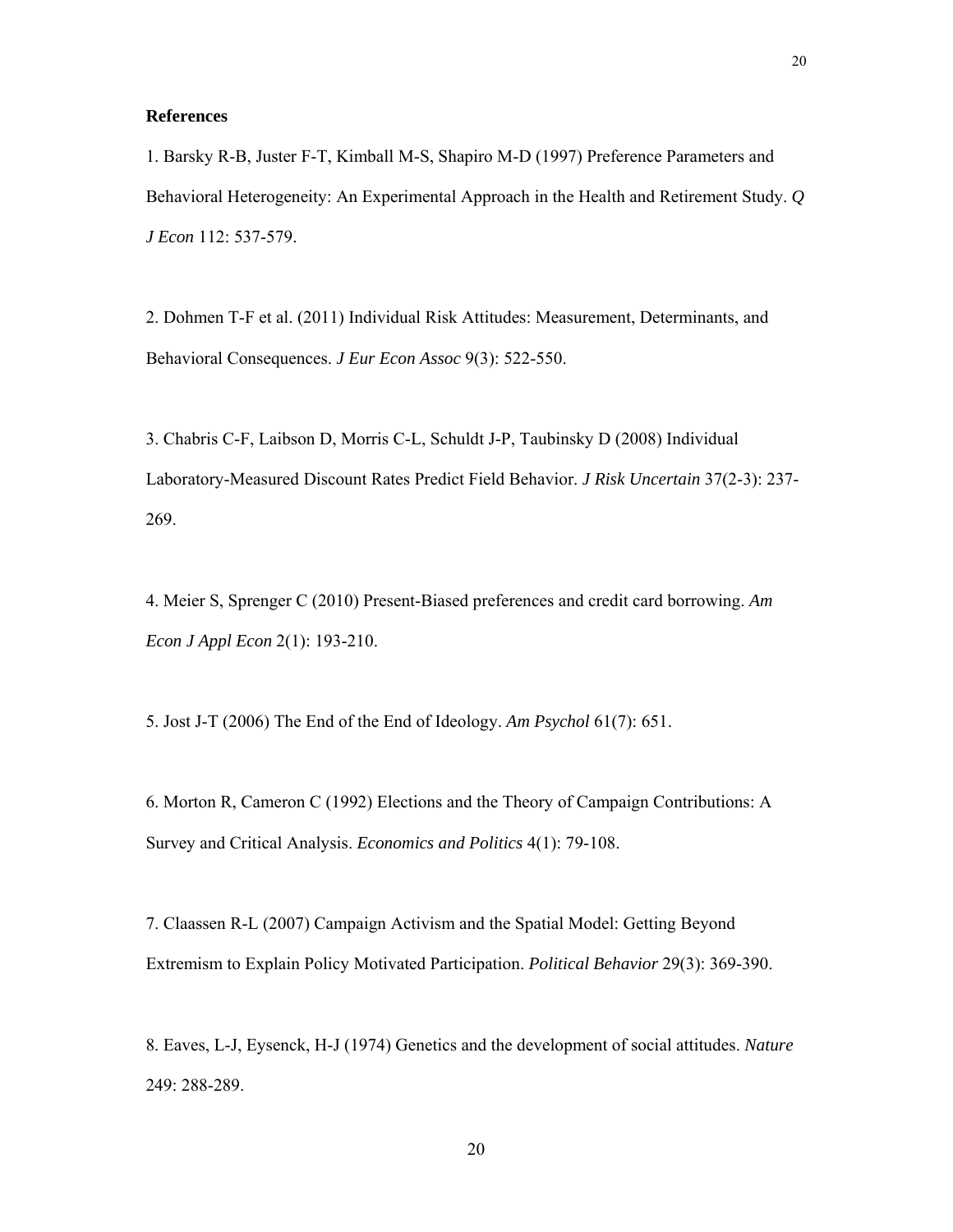**References**

1. Barsky R-B, Juster F-T, Kimball M-S, Shapiro M-D (1997) Preference Parameters and Behavioral Heterogeneity: An Experimental Approach in the Health and Retirement Study. *Q J Econ* 112: 537-579.

2. Dohmen T-F et al. (2011) Individual Risk Attitudes: Measurement, Determinants, and Behavioral Consequences. *J Eur Econ Assoc* 9(3): 522-550.

3. Chabris C-F, Laibson D, Morris C-L, Schuldt J-P, Taubinsky D (2008) Individual Laboratory-Measured Discount Rates Predict Field Behavior. *J Risk Uncertain* 37(2-3): 237-269.

4. Meier S, Sprenger C (2010) Present-Biased preferences and credit card borrowing. *Am Econ J Appl Econ* 2(1): 193-210.

5. Jost J-T (2006) The End of the End of Ideology. *Am Psychol* 61(7): 651.

6. Morton R, Cameron C (1992) Elections and the Theory of Campaign Contributions: A Survey and Critical Analysis. *Economics and Politics* 4(1): 79-108.

7. Claassen R-L (2007) Campaign Activism and the Spatial Model: Getting Beyond Extremism to Explain Policy Motivated Participation. *Political Behavior* 29(3): 369-390.

8. Eaves, L-J, Eysenck, H-J (1974) Genetics and the development of social attitudes. *Nature* 249: 288-289.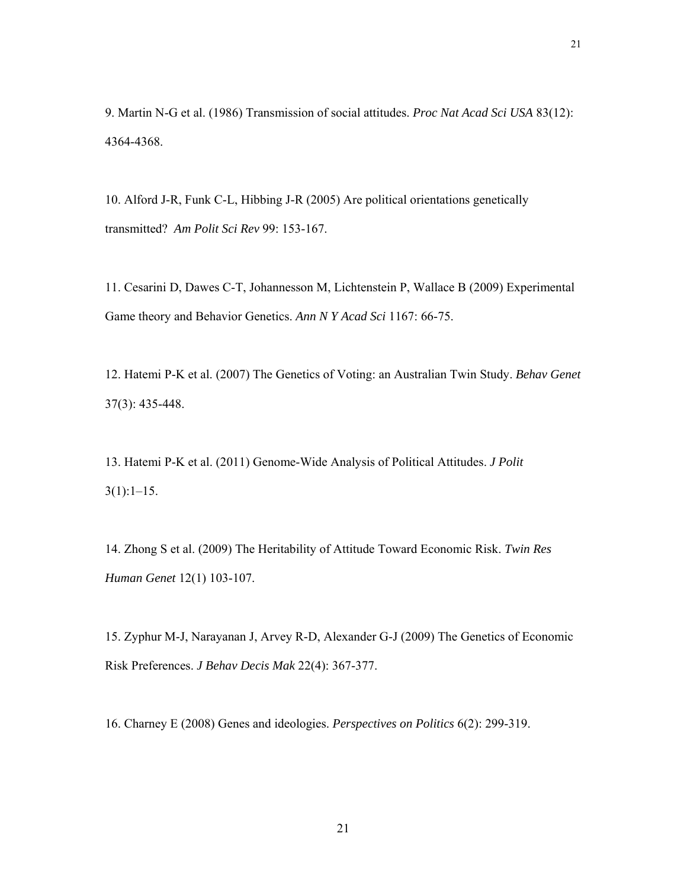9. Martin N-G et al. (1986) Transmission of social attitudes. *Proc Nat Acad Sci USA* 83(12): 4364-4368.

10. Alford J-R, Funk C-L, Hibbing J-R (2005) Are political orientations genetically transmitted? *Am Polit Sci Rev* 99: 153-167.

11. Cesarini D, Dawes C-T, Johannesson M, Lichtenstein P, Wallace B (2009) Experimental Game theory and Behavior Genetics. *Ann N Y Acad Sci* 1167: 66-75.

12. Hatemi P-K et al. (2007) The Genetics of Voting: an Australian Twin Study. *Behav Genet* 37(3): 435-448.

13. Hatemi P-K et al. (2011) Genome-Wide Analysis of Political Attitudes. *J Polit* 3(1):1–15.

14. Zhong S et al. (2009) The Heritability of Attitude Toward Economic Risk. *Twin Res Human Genet* 12(1) 103-107.

15. Zyphur M-J, Narayanan J, Arvey R-D, Alexander G-J (2009) The Genetics of Economic Risk Preferences. *J Behav Decis Mak* 22(4): 367-377.

16. Charney E (2008) Genes and ideologies. *Perspectives on Politics* 6(2): 299-319.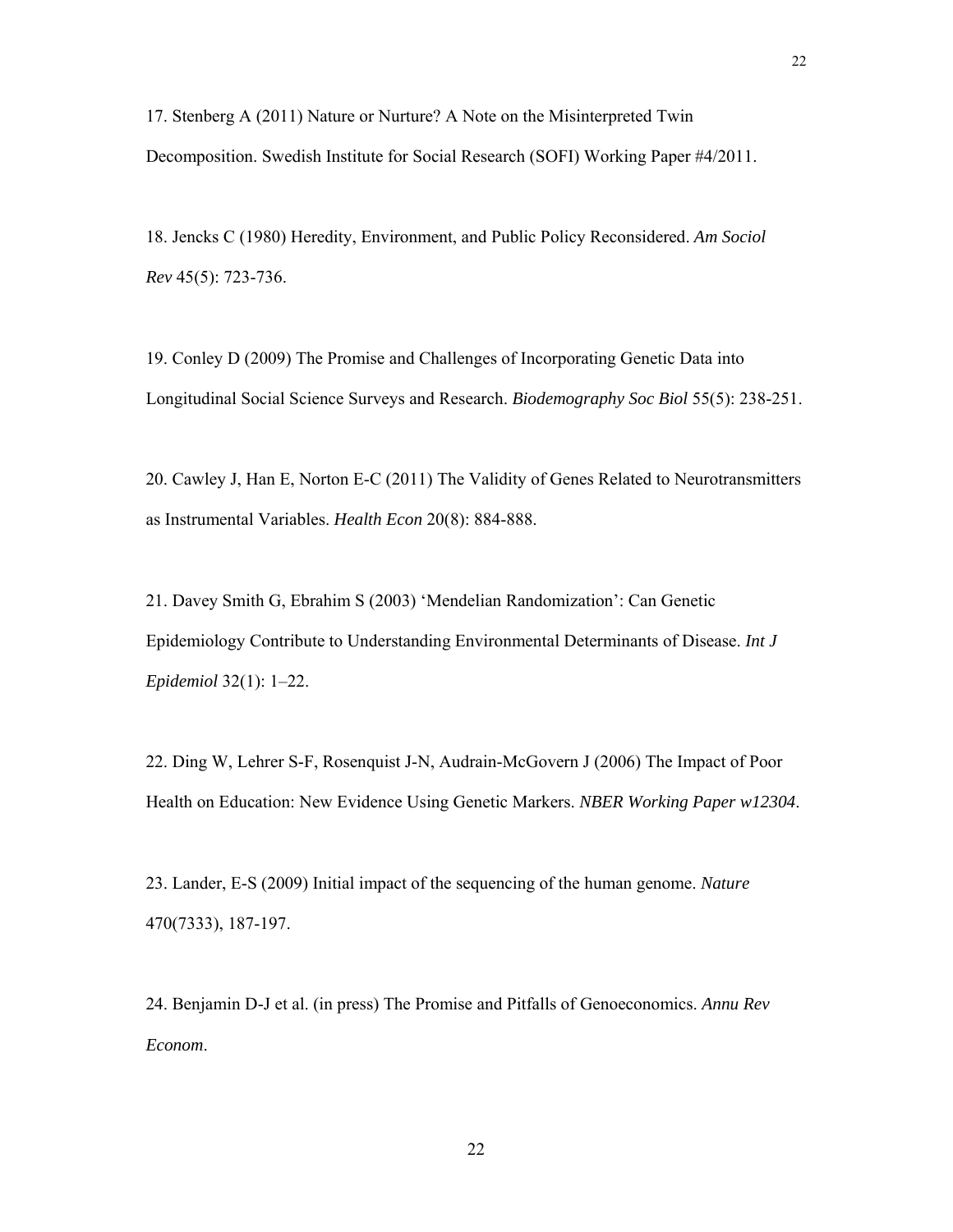17. Stenberg A (2011) Nature or Nurture? A Note on the Misinterpreted Twin Decomposition. Swedish Institute for Social Research (SOFI) Working Paper #4/2011.

18. Jencks C (1980) Heredity, Environment, and Public Policy Reconsidered. *Am Sociol Rev* 45(5): 723-736.

19. Conley D (2009) The Promise and Challenges of Incorporating Genetic Data into Longitudinal Social Science Surveys and Research. *Biodemography Soc Biol* 55(5): 238-251.

20. Cawley J, Han E, Norton E-C (2011) The Validity of Genes Related to Neurotransmitters as Instrumental Variables. *Health Econ* 20(8): 884-888.

21. Davey Smith G, Ebrahim S (2003) 'Mendelian Randomization': Can Genetic Epidemiology Contribute to Understanding Environmental Determinants of Disease. *Int J Epidemiol* 32(1): 1–22.

22. Ding W, Lehrer S-F, Rosenquist J-N, Audrain-McGovern J (2006) The Impact of Poor Health on Education: New Evidence Using Genetic Markers. *NBER Working Paper w12304*.

23. Lander, E-S (2009) Initial impact of the sequencing of the human genome. *Nature* 470(7333), 187-197.

24. Benjamin D-J et al. (in press) The Promise and Pitfalls of Genoeconomics. *Annu Rev Econom*.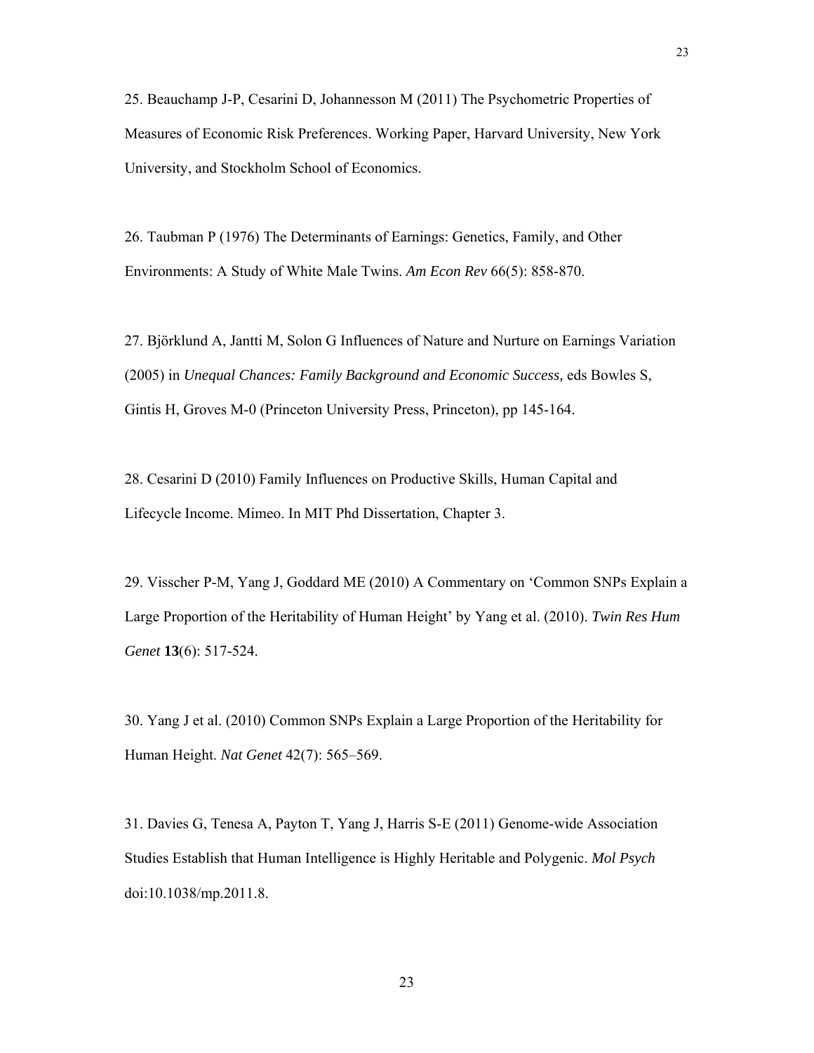25. Beauchamp J-P, Cesarini D, Johannesson M (2011) The Psychometric Properties of Measures of Economic Risk Preferences. Working Paper, Harvard University, New York University, and Stockholm School of Economics.

26. Taubman P (1976) The Determinants of Earnings: Genetics, Family, and Other Environments: A Study of White Male Twins. *Am Econ Rev* 66(5): 858-870.

27. Björklund A, Jantti M, Solon G Influences of Nature and Nurture on Earnings Variation (2005) in *Unequal Chances: Family Background and Economic Success,* eds Bowles S, Gintis H, Groves M-0 (Princeton University Press, Princeton), pp 145-164.

28. Cesarini D (2010) Family Influences on Productive Skills, Human Capital and Lifecycle Income. Mimeo. In MIT Phd Dissertation, Chapter 3.

29. Visscher P-M, Yang J, Goddard ME (2010) A Commentary on 'Common SNPs Explain a Large Proportion of the Heritability of Human Height' by Yang et al. (2010). *Twin Res Hum Genet* **13**(6): 517-524.

30. Yang J et al. (2010) Common SNPs Explain a Large Proportion of the Heritability for Human Height. *Nat Genet* 42(7): 565–569.

31. Davies G, Tenesa A, Payton T, Yang J, Harris S-E (2011) Genome-wide Association Studies Establish that Human Intelligence is Highly Heritable and Polygenic. *Mol Psych* doi:10.1038/mp.2011.8.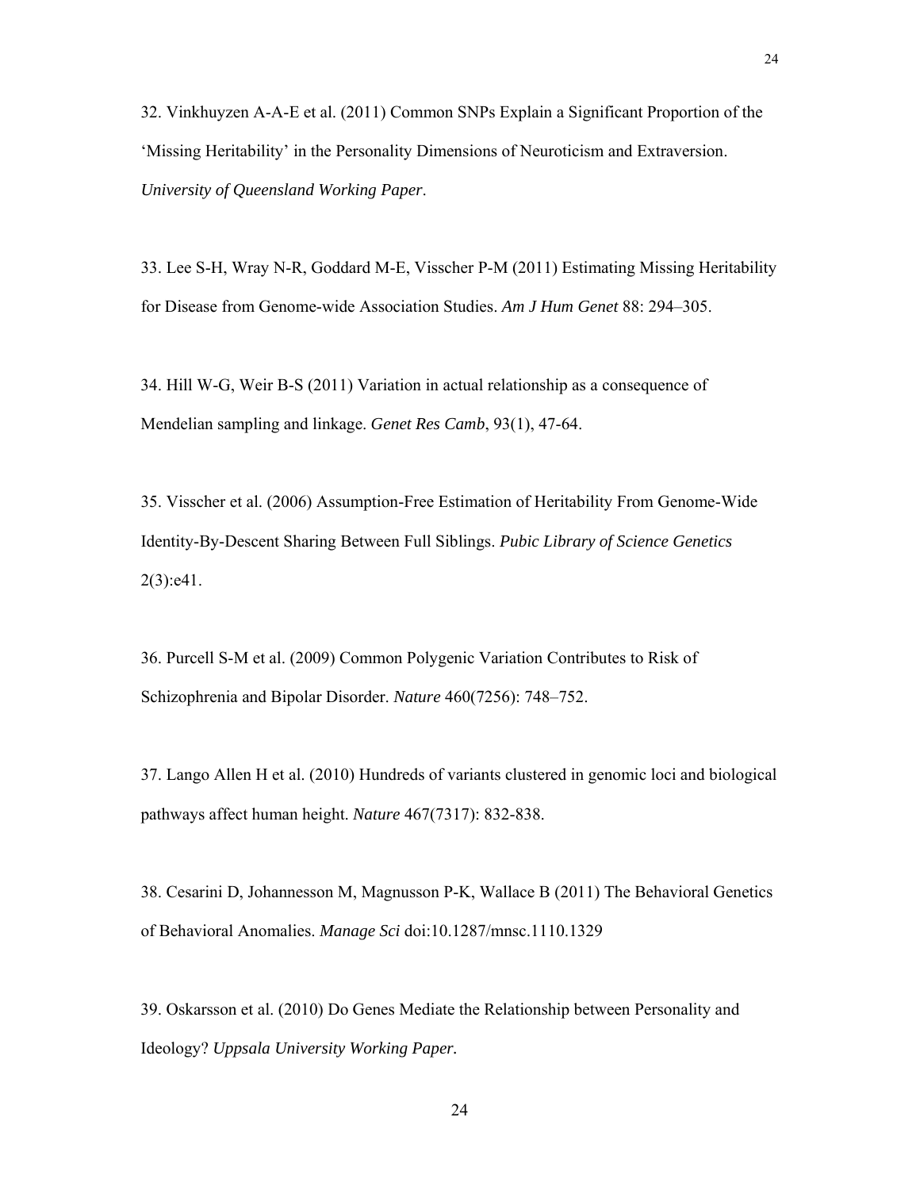32. Vinkhuyzen A-A-E et al. (2011) Common SNPs Explain a Significant Proportion of the 'Missing Heritability' in the Personality Dimensions of Neuroticism and Extraversion. *University of Queensland Working Paper*.

33. Lee S-H, Wray N-R, Goddard M-E, Visscher P-M (2011) Estimating Missing Heritability for Disease from Genome-wide Association Studies. *Am J Hum Genet* 88: 294–305.

34. Hill W-G, Weir B-S (2011) Variation in actual relationship as a consequence of Mendelian sampling and linkage. *Genet Res Camb*, 93(1), 47-64.

35. Visscher et al. (2006) Assumption-Free Estimation of Heritability From Genome-Wide Identity-By-Descent Sharing Between Full Siblings. *Pubic Library of Science Genetics* 2(3):e41.

36. Purcell S-M et al. (2009) Common Polygenic Variation Contributes to Risk of Schizophrenia and Bipolar Disorder. *Nature* 460(7256): 748–752.

37. Lango Allen H et al. (2010) Hundreds of variants clustered in genomic loci and biological pathways affect human height. *Nature* 467(7317): 832-838.

38. Cesarini D, Johannesson M, Magnusson P-K, Wallace B (2011) The Behavioral Genetics of Behavioral Anomalies. *Manage Sci* doi:10.1287/mnsc.1110.1329

39. Oskarsson et al. (2010) Do Genes Mediate the Relationship between Personality and Ideology? *Uppsala University Working Paper*.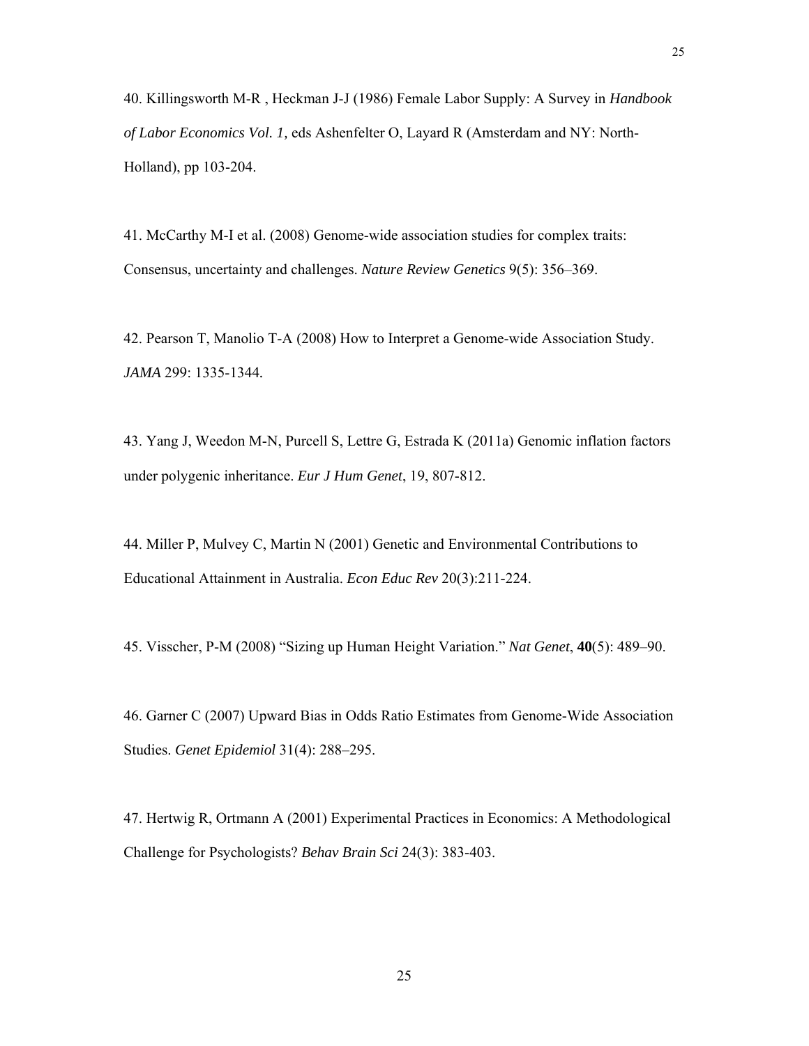40. Killingsworth M-R , Heckman J-J (1986) Female Labor Supply: A Survey in *Handbook of Labor Economics Vol. 1,* eds Ashenfelter O, Layard R (Amsterdam and NY: North-Holland), pp 103-204.

41. McCarthy M-I et al. (2008) Genome-wide association studies for complex traits: Consensus, uncertainty and challenges. *Nature Review Genetics* 9(5): 356–369.

42. Pearson T, Manolio T-A (2008) How to Interpret a Genome-wide Association Study. *JAMA* 299: 1335-1344.

43. Yang J, Weedon M-N, Purcell S, Lettre G, Estrada K (2011a) Genomic inflation factors under polygenic inheritance. *Eur J Hum Genet*, 19, 807-812.

44. Miller P, Mulvey C, Martin N (2001) Genetic and Environmental Contributions to Educational Attainment in Australia. *Econ Educ Rev* 20(3):211-224.

45. Visscher, P-M (2008) "Sizing up Human Height Variation." *Nat Genet*, **40**(5): 489–90.

46. Garner C (2007) Upward Bias in Odds Ratio Estimates from Genome-Wide Association Studies. *Genet Epidemiol* 31(4): 288–295.

47. Hertwig R, Ortmann A (2001) Experimental Practices in Economics: A Methodological Challenge for Psychologists? *Behav Brain Sci* 24(3): 383-403.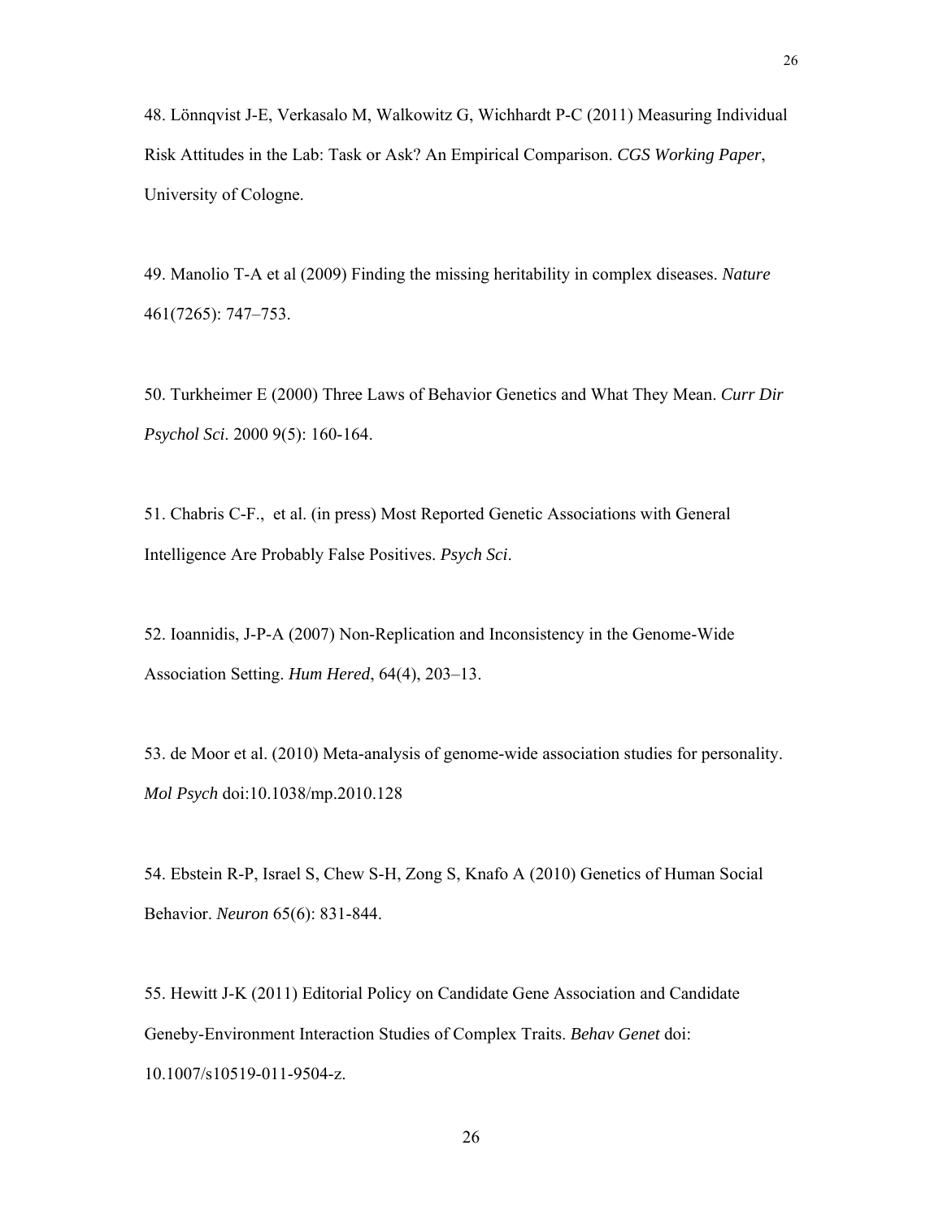48. Lönnqvist J-E, Verkasalo M, Walkowitz G, Wichhardt P-C (2011) Measuring Individual Risk Attitudes in the Lab: Task or Ask? An Empirical Comparison. *CGS Working Paper*, University of Cologne.

49. Manolio T-A et al (2009) Finding the missing heritability in complex diseases. *Nature* 461(7265): 747–753.

50. Turkheimer E (2000) Three Laws of Behavior Genetics and What They Mean. *Curr Dir Psychol Sci*. 2000 9(5): 160-164.

51. Chabris C-F., et al. (in press) Most Reported Genetic Associations with General Intelligence Are Probably False Positives. *Psych Sci*.

52. Ioannidis, J-P-A (2007) Non-Replication and Inconsistency in the Genome-Wide Association Setting. *Hum Hered*, 64(4), 203–13.

53. de Moor et al. (2010) Meta-analysis of genome-wide association studies for personality. *Mol Psych* doi:10.1038/mp.2010.128

54. Ebstein R-P, Israel S, Chew S-H, Zong S, Knafo A (2010) Genetics of Human Social Behavior. *Neuron* 65(6): 831-844.

55. Hewitt J-K (2011) Editorial Policy on Candidate Gene Association and Candidate Geneby-Environment Interaction Studies of Complex Traits. *Behav Genet* doi: 10.1007/s10519-011-9504-z.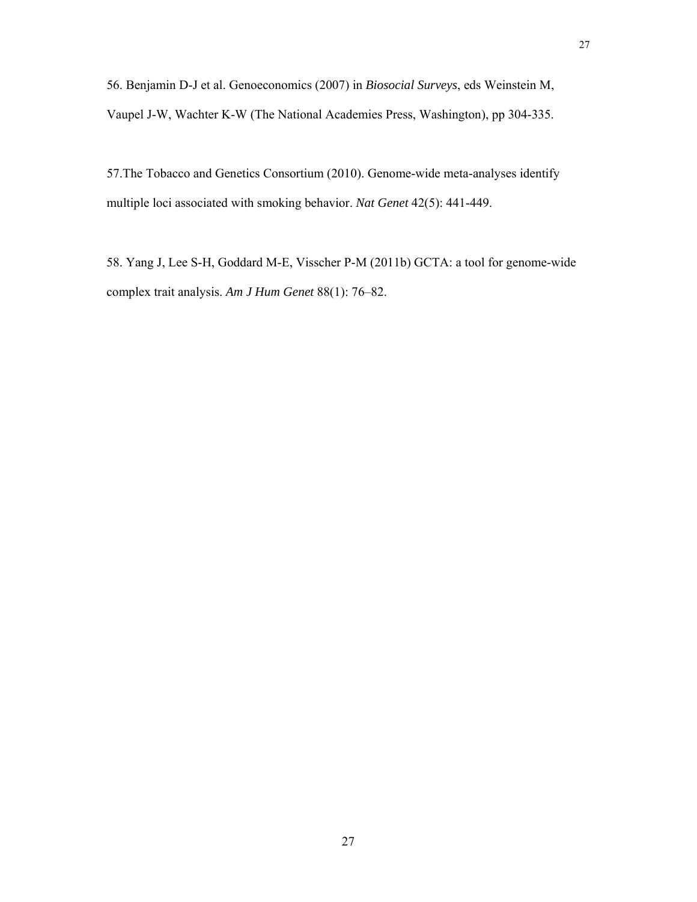56. Benjamin D-J et al. Genoeconomics (2007) in *Biosocial Surveys*, eds Weinstein M, Vaupel J-W, Wachter K-W (The National Academies Press, Washington), pp 304-335.

57.The Tobacco and Genetics Consortium (2010). Genome-wide meta-analyses identify multiple loci associated with smoking behavior. *Nat Genet* 42(5): 441-449.

58. Yang J, Lee S-H, Goddard M-E, Visscher P-M (2011b) GCTA: a tool for genome-wide complex trait analysis. *Am J Hum Genet* 88(1): 76–82.